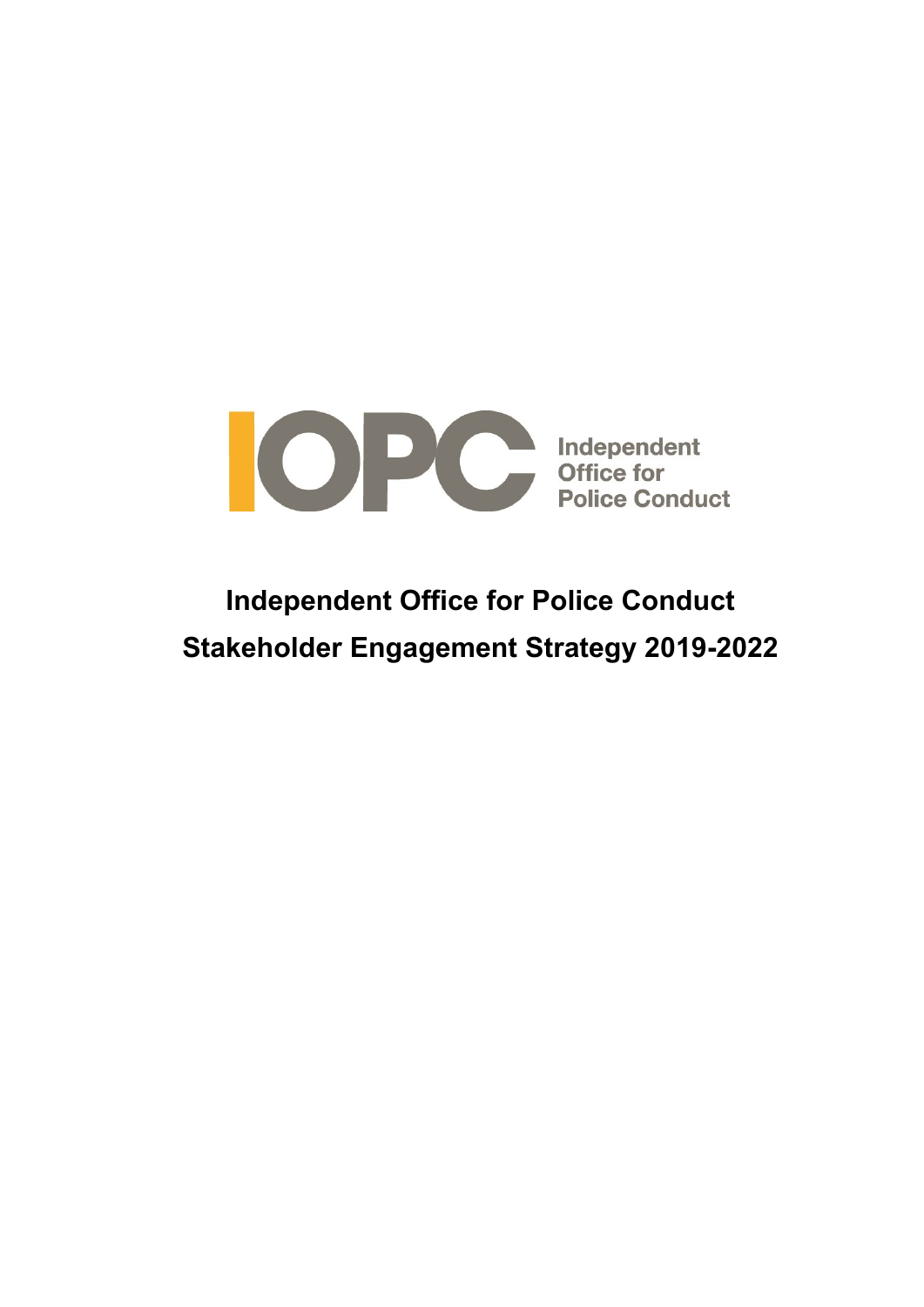IOPC Independent Office for Police Conduct

# Independent Office for Police Conduct

# Stakeholder Engagement Strategy 2019-2022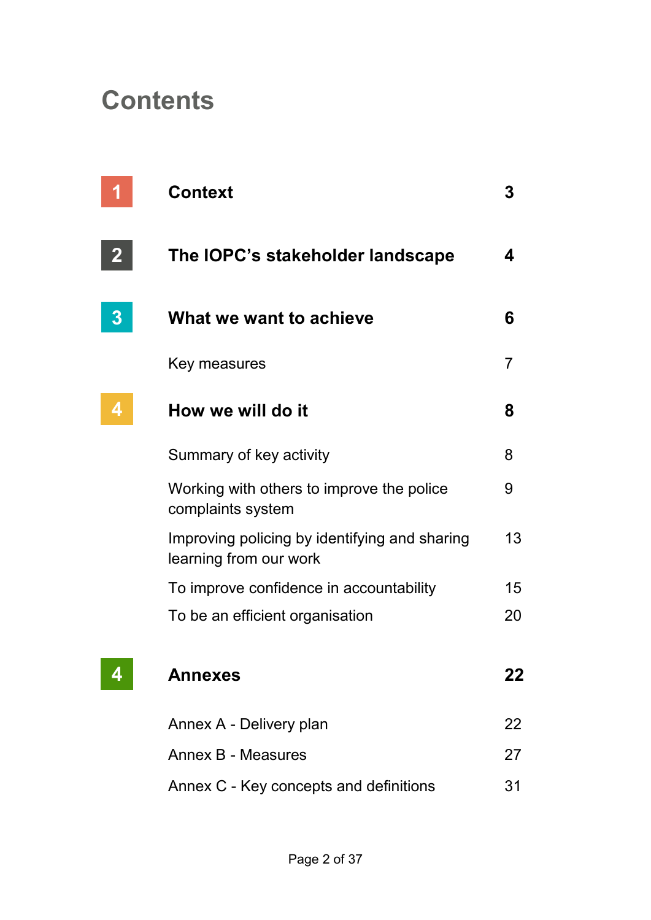# Contents

| | | |
|---|---|---|
| 1 | **Context** | **3** |
| 2 | **The IOPC's stakeholder landscape** | **4** |
| 3 | **What we want to achieve** | **6** |
| | Key measures | 7 |
| 4 | **How we will do it** | **8** |
| | Summary of key activity | 8 |
| | Working with others to improve the police complaints system | 9 |
| | Improving policing by identifying and sharing learning from our work | 13 |
| | To improve confidence in accountability | 15 |
| | To be an efficient organisation | 20 |
| 4 | **Annexes** | **22** |
| | Annex A - Delivery plan | 22 |
| | Annex B - Measures | 27 |
| | Annex C - Key concepts and definitions | 31 |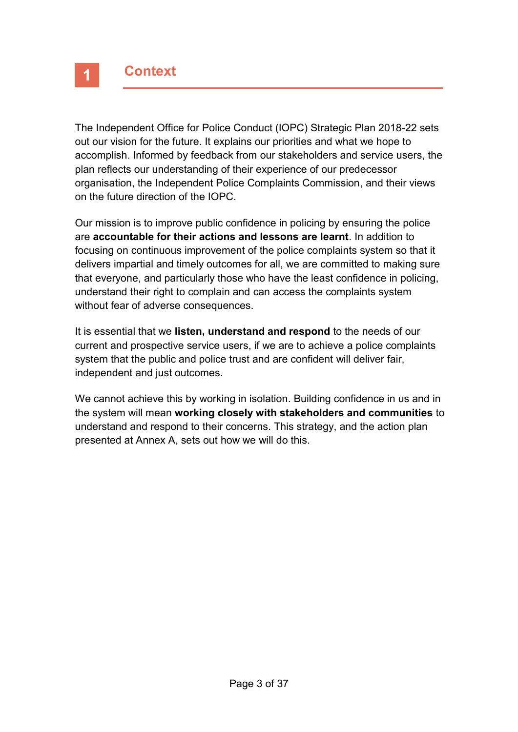# 1 Context

The Independent Office for Police Conduct (IOPC) Strategic Plan 2018-22 sets out our vision for the future. It explains our priorities and what we hope to accomplish. Informed by feedback from our stakeholders and service users, the plan reflects our understanding of their experience of our predecessor organisation, the Independent Police Complaints Commission, and their views on the future direction of the IOPC.

Our mission is to improve public confidence in policing by ensuring the police are **accountable for their actions and lessons are learnt**. In addition to focusing on continuous improvement of the police complaints system so that it delivers impartial and timely outcomes for all, we are committed to making sure that everyone, and particularly those who have the least confidence in policing, understand their right to complain and can access the complaints system without fear of adverse consequences.

It is essential that we **listen, understand and respond** to the needs of our current and prospective service users, if we are to achieve a police complaints system that the public and police trust and are confident will deliver fair, independent and just outcomes.

We cannot achieve this by working in isolation. Building confidence in us and in the system will mean **working closely with stakeholders and communities** to understand and respond to their concerns. This strategy, and the action plan presented at Annex A, sets out how we will do this.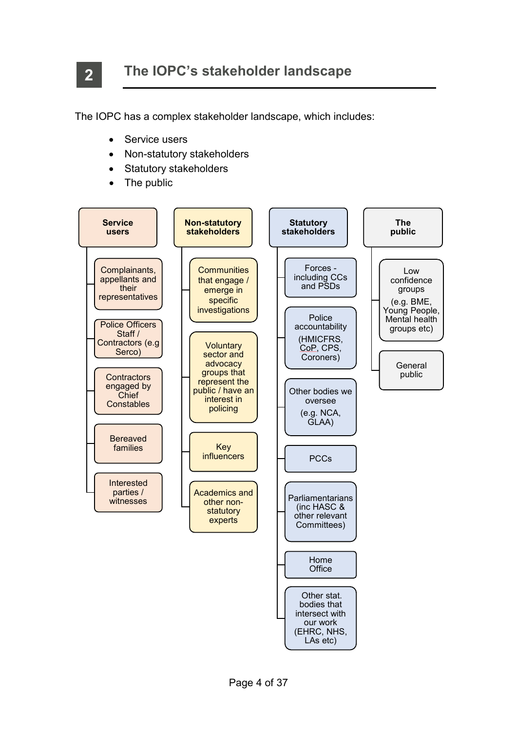## 2 The IOPC's stakeholder landscape

The IOPC has a complex stakeholder landscape, which includes:

- Service users
- Non-statutory stakeholders
- Statutory stakeholders
- The public

**Service users**

- Complainants, appellants and their representatives
- Police Officers Staff / Contractors (e.g Serco)
- Contractors engaged by Chief Constables
- Bereaved families
- Interested parties / witnesses

**Non-statutory stakeholders**

- Communities that engage / emerge in specific investigations
- Voluntary sector and advocacy groups that represent the public / have an interest in policing
- Key influencers
- Academics and other non-statutory experts

**Statutory stakeholders**

- Forces - including CCs and PSDs
- Police accountability (HMICFRS, CoP, CPS, Coroners)
- Other bodies we oversee (e.g. NCA, GLAA)
- PCCs
- Parliamentarians (inc HASC & other relevant Committees)
- Home Office
- Other stat. bodies that intersect with our work (EHRC, NHS, LAs etc)

**The public**

- Low confidence groups (e.g. BME, Young People, Mental health groups etc)
- General public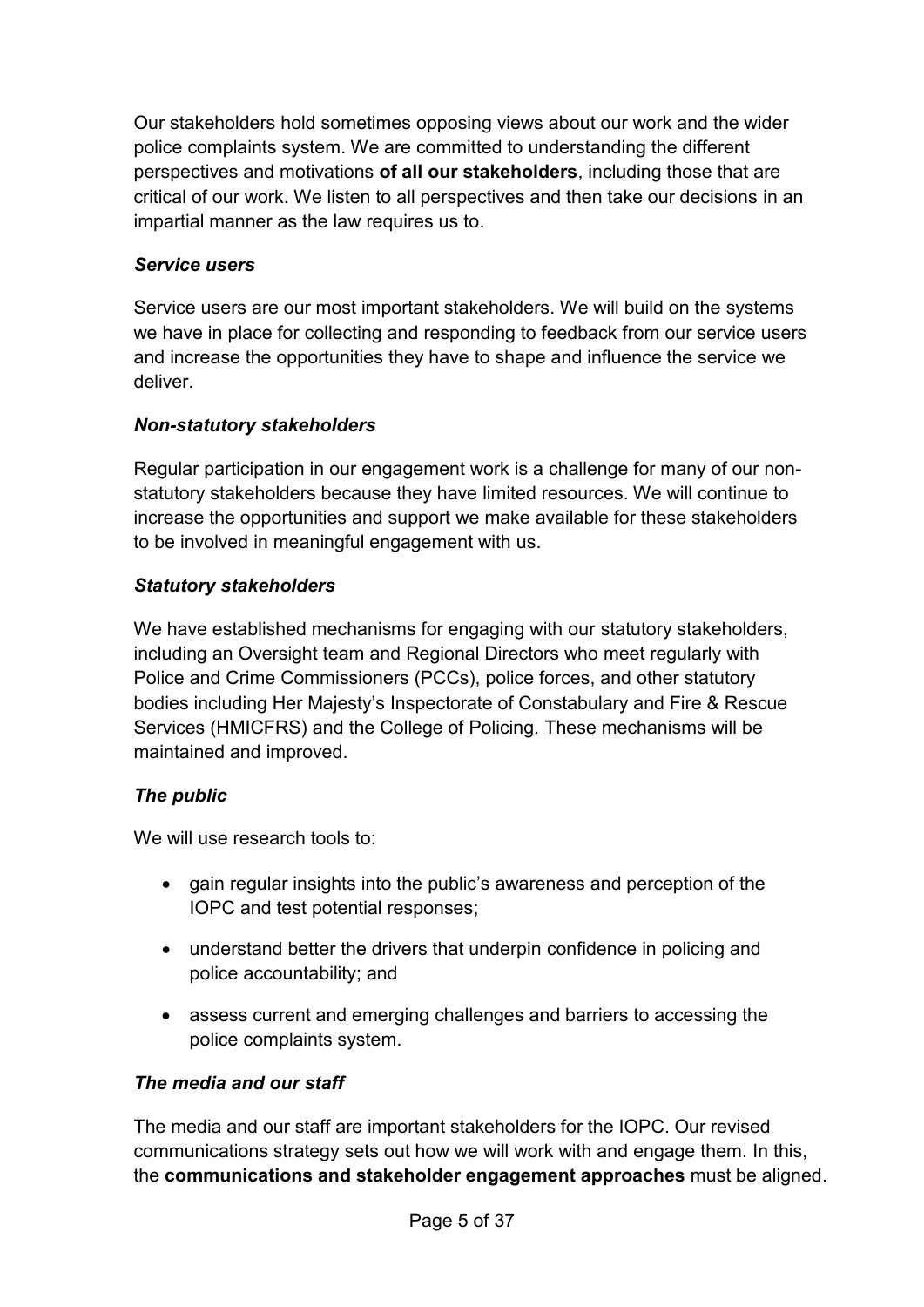Our stakeholders hold sometimes opposing views about our work and the wider police complaints system. We are committed to understanding the different perspectives and motivations **of all our stakeholders**, including those that are critical of our work. We listen to all perspectives and then take our decisions in an impartial manner as the law requires us to.

### *Service users*

Service users are our most important stakeholders. We will build on the systems we have in place for collecting and responding to feedback from our service users and increase the opportunities they have to shape and influence the service we deliver.

### *Non-statutory stakeholders*

Regular participation in our engagement work is a challenge for many of our non-statutory stakeholders because they have limited resources. We will continue to increase the opportunities and support we make available for these stakeholders to be involved in meaningful engagement with us.

### *Statutory stakeholders*

We have established mechanisms for engaging with our statutory stakeholders, including an Oversight team and Regional Directors who meet regularly with Police and Crime Commissioners (PCCs), police forces, and other statutory bodies including Her Majesty's Inspectorate of Constabulary and Fire & Rescue Services (HMICFRS) and the College of Policing. These mechanisms will be maintained and improved.

### *The public*

We will use research tools to:

- gain regular insights into the public's awareness and perception of the IOPC and test potential responses;
- understand better the drivers that underpin confidence in policing and police accountability; and
- assess current and emerging challenges and barriers to accessing the police complaints system.

### *The media and our staff*

The media and our staff are important stakeholders for the IOPC. Our revised communications strategy sets out how we will work with and engage them. In this, the **communications and stakeholder engagement approaches** must be aligned.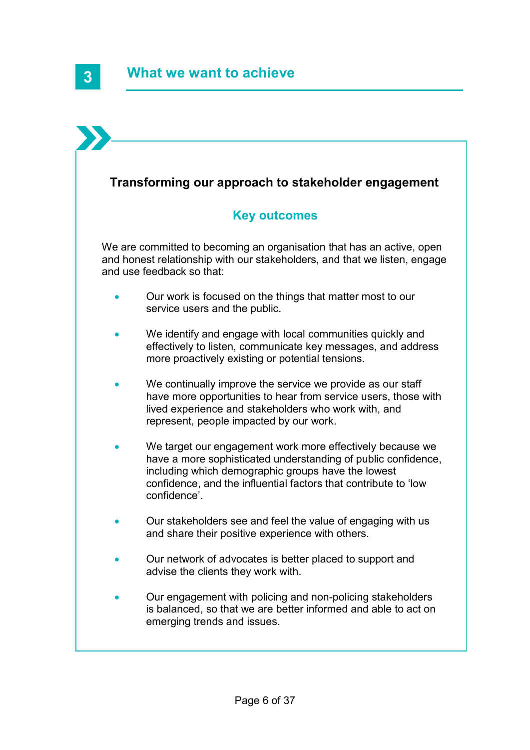# 3 What we want to achieve

## Transforming our approach to stakeholder engagement

### Key outcomes

We are committed to becoming an organisation that has an active, open and honest relationship with our stakeholders, and that we listen, engage and use feedback so that:

- Our work is focused on the things that matter most to our service users and the public.
- We identify and engage with local communities quickly and effectively to listen, communicate key messages, and address more proactively existing or potential tensions.
- We continually improve the service we provide as our staff have more opportunities to hear from service users, those with lived experience and stakeholders who work with, and represent, people impacted by our work.
- We target our engagement work more effectively because we have a more sophisticated understanding of public confidence, including which demographic groups have the lowest confidence, and the influential factors that contribute to 'low confidence'.
- Our stakeholders see and feel the value of engaging with us and share their positive experience with others.
- Our network of advocates is better placed to support and advise the clients they work with.
- Our engagement with policing and non-policing stakeholders is balanced, so that we are better informed and able to act on emerging trends and issues.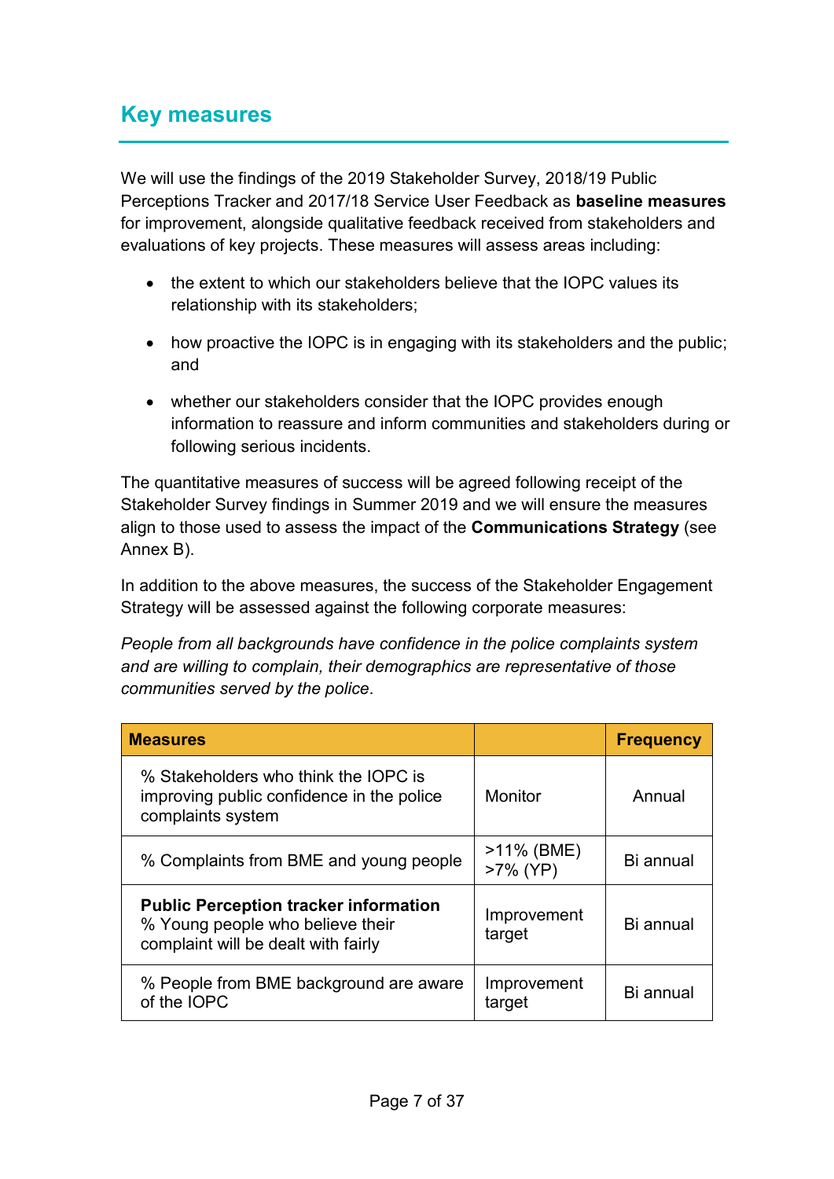## Key measures

We will use the findings of the 2019 Stakeholder Survey, 2018/19 Public Perceptions Tracker and 2017/18 Service User Feedback as **baseline measures** for improvement, alongside qualitative feedback received from stakeholders and evaluations of key projects. These measures will assess areas including:

- the extent to which our stakeholders believe that the IOPC values its relationship with its stakeholders;
- how proactive the IOPC is in engaging with its stakeholders and the public; and
- whether our stakeholders consider that the IOPC provides enough information to reassure and inform communities and stakeholders during or following serious incidents.

The quantitative measures of success will be agreed following receipt of the Stakeholder Survey findings in Summer 2019 and we will ensure the measures align to those used to assess the impact of the **Communications Strategy** (see Annex B).

In addition to the above measures, the success of the Stakeholder Engagement Strategy will be assessed against the following corporate measures:

*People from all backgrounds have confidence in the police complaints system and are willing to complain, their demographics are representative of those communities served by the police.*

| Measures | | Frequency |
|---|---|---|
| % Stakeholders who think the IOPC is improving public confidence in the police complaints system | Monitor | Annual |
| % Complaints from BME and young people | >11% (BME)<br>>7% (YP) | Bi annual |
| **Public Perception tracker information**<br>% Young people who believe their complaint will be dealt with fairly | Improvement target | Bi annual |
| % People from BME background are aware of the IOPC | Improvement target | Bi annual |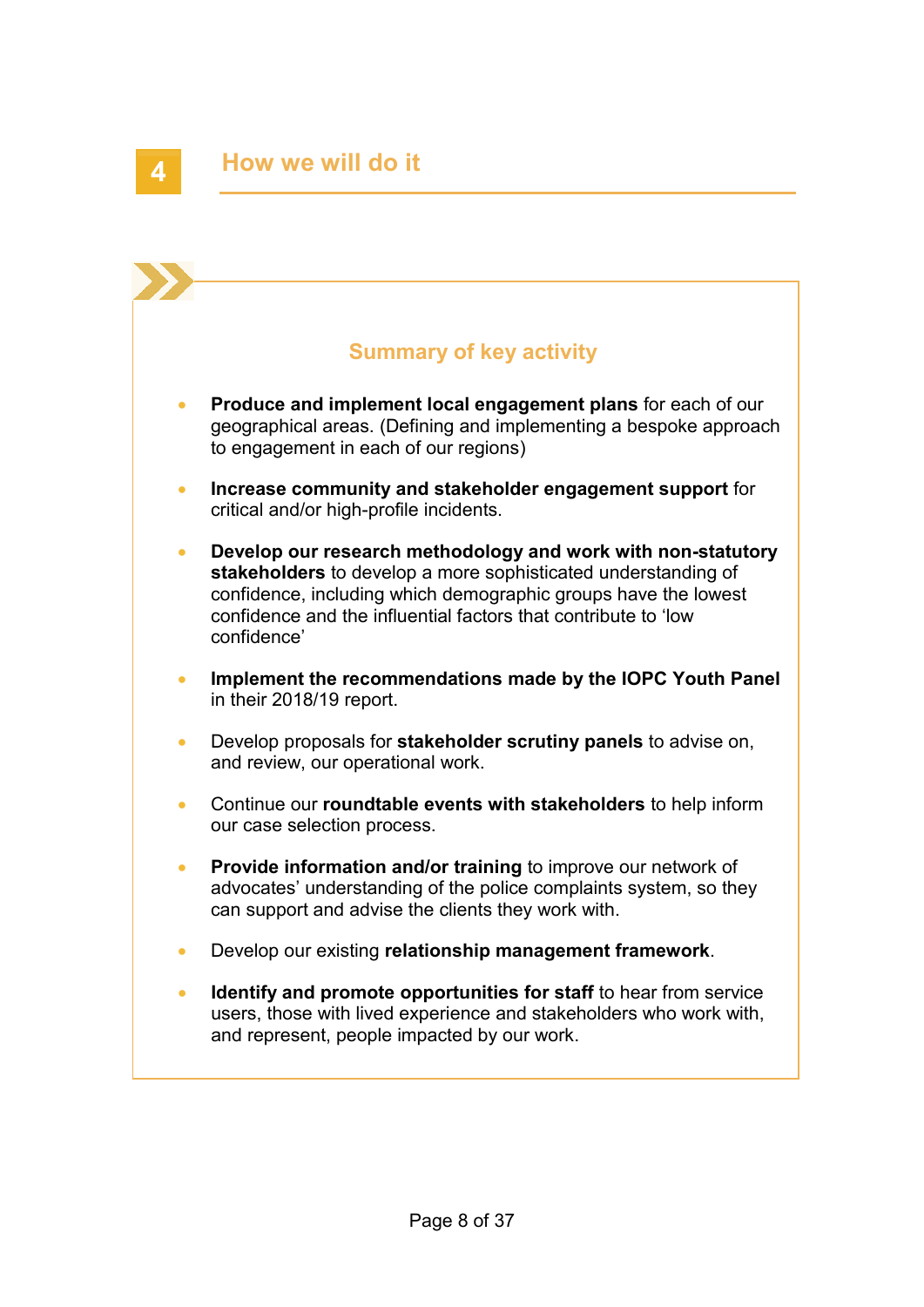# 4 How we will do it

### Summary of key activity

- **Produce and implement local engagement plans** for each of our geographical areas. (Defining and implementing a bespoke approach to engagement in each of our regions)
- **Increase community and stakeholder engagement support** for critical and/or high-profile incidents.
- **Develop our research methodology and work with non-statutory stakeholders** to develop a more sophisticated understanding of confidence, including which demographic groups have the lowest confidence and the influential factors that contribute to 'low confidence'
- **Implement the recommendations made by the IOPC Youth Panel** in their 2018/19 report.
- Develop proposals for **stakeholder scrutiny panels** to advise on, and review, our operational work.
- Continue our **roundtable events with stakeholders** to help inform our case selection process.
- **Provide information and/or training** to improve our network of advocates' understanding of the police complaints system, so they can support and advise the clients they work with.
- Develop our existing **relationship management framework**.
- **Identify and promote opportunities for staff** to hear from service users, those with lived experience and stakeholders who work with, and represent, people impacted by our work.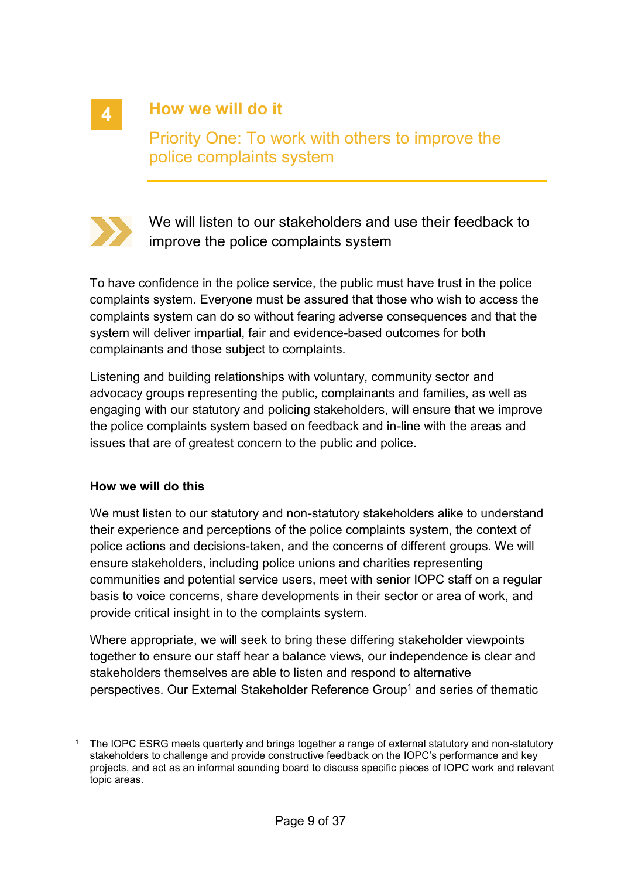# 4 How we will do it

## Priority One: To work with others to improve the police complaints system

### We will listen to our stakeholders and use their feedback to improve the police complaints system

To have confidence in the police service, the public must have trust in the police complaints system. Everyone must be assured that those who wish to access the complaints system can do so without fearing adverse consequences and that the system will deliver impartial, fair and evidence-based outcomes for both complainants and those subject to complaints.

Listening and building relationships with voluntary, community sector and advocacy groups representing the public, complainants and families, as well as engaging with our statutory and policing stakeholders, will ensure that we improve the police complaints system based on feedback and in-line with the areas and issues that are of greatest concern to the public and police.

**How we will do this**

We must listen to our statutory and non-statutory stakeholders alike to understand their experience and perceptions of the police complaints system, the context of police actions and decisions-taken, and the concerns of different groups. We will ensure stakeholders, including police unions and charities representing communities and potential service users, meet with senior IOPC staff on a regular basis to voice concerns, share developments in their sector or area of work, and provide critical insight in to the complaints system.

Where appropriate, we will seek to bring these differing stakeholder viewpoints together to ensure our staff hear a balance views, our independence is clear and stakeholders themselves are able to listen and respond to alternative perspectives. Our External Stakeholder Reference Group[1] and series of thematic

[1] The IOPC ESRG meets quarterly and brings together a range of external statutory and non-statutory stakeholders to challenge and provide constructive feedback on the IOPC's performance and key projects, and act as an informal sounding board to discuss specific pieces of IOPC work and relevant topic areas.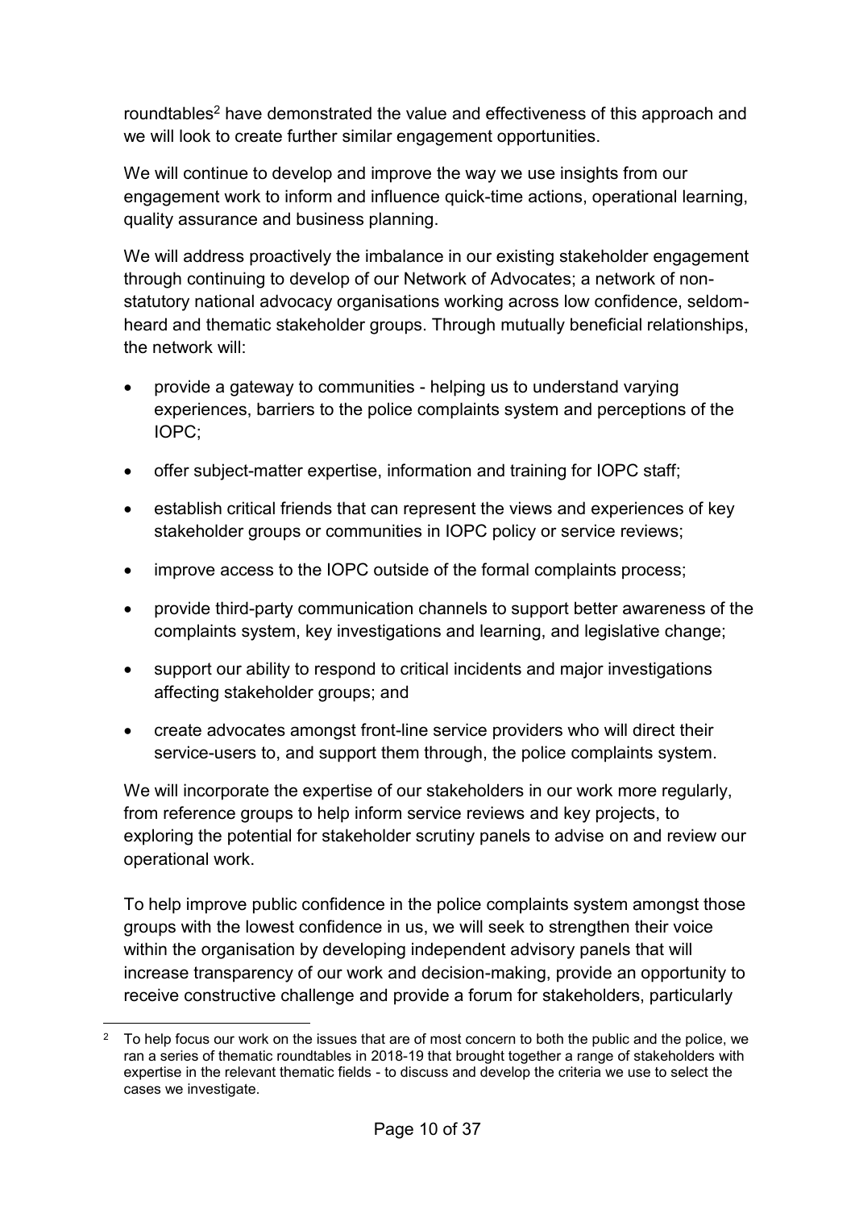roundtables[2] have demonstrated the value and effectiveness of this approach and we will look to create further similar engagement opportunities.

We will continue to develop and improve the way we use insights from our engagement work to inform and influence quick-time actions, operational learning, quality assurance and business planning.

We will address proactively the imbalance in our existing stakeholder engagement through continuing to develop of our Network of Advocates; a network of non-statutory national advocacy organisations working across low confidence, seldom-heard and thematic stakeholder groups. Through mutually beneficial relationships, the network will:

- provide a gateway to communities - helping us to understand varying experiences, barriers to the police complaints system and perceptions of the IOPC;
- offer subject-matter expertise, information and training for IOPC staff;
- establish critical friends that can represent the views and experiences of key stakeholder groups or communities in IOPC policy or service reviews;
- improve access to the IOPC outside of the formal complaints process;
- provide third-party communication channels to support better awareness of the complaints system, key investigations and learning, and legislative change;
- support our ability to respond to critical incidents and major investigations affecting stakeholder groups; and
- create advocates amongst front-line service providers who will direct their service-users to, and support them through, the police complaints system.

We will incorporate the expertise of our stakeholders in our work more regularly, from reference groups to help inform service reviews and key projects, to exploring the potential for stakeholder scrutiny panels to advise on and review our operational work.

To help improve public confidence in the police complaints system amongst those groups with the lowest confidence in us, we will seek to strengthen their voice within the organisation by developing independent advisory panels that will increase transparency of our work and decision-making, provide an opportunity to receive constructive challenge and provide a forum for stakeholders, particularly

[2] To help focus our work on the issues that are of most concern to both the public and the police, we ran a series of thematic roundtables in 2018-19 that brought together a range of stakeholders with expertise in the relevant thematic fields - to discuss and develop the criteria we use to select the cases we investigate.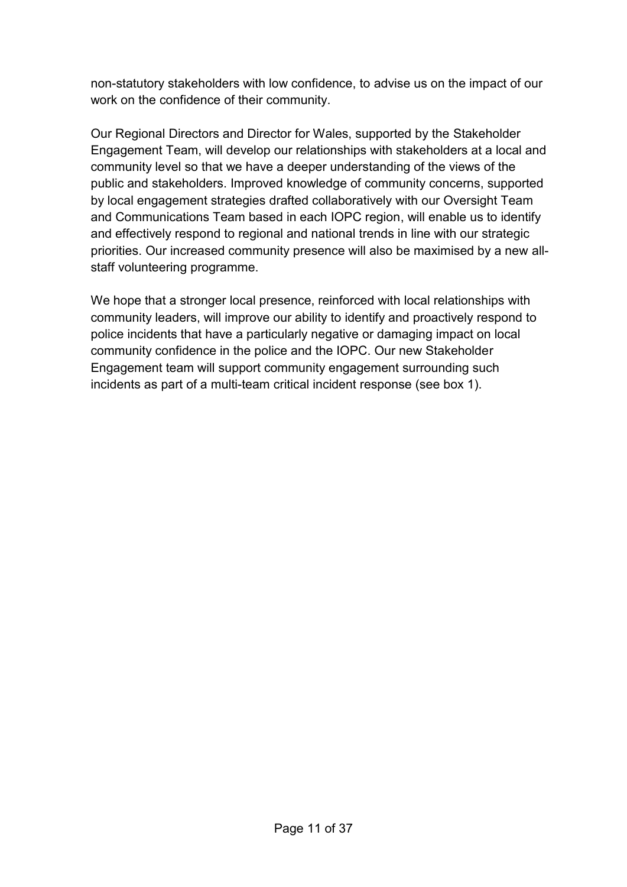non-statutory stakeholders with low confidence, to advise us on the impact of our work on the confidence of their community.

Our Regional Directors and Director for Wales, supported by the Stakeholder Engagement Team, will develop our relationships with stakeholders at a local and community level so that we have a deeper understanding of the views of the public and stakeholders. Improved knowledge of community concerns, supported by local engagement strategies drafted collaboratively with our Oversight Team and Communications Team based in each IOPC region, will enable us to identify and effectively respond to regional and national trends in line with our strategic priorities. Our increased community presence will also be maximised by a new all-staff volunteering programme.

We hope that a stronger local presence, reinforced with local relationships with community leaders, will improve our ability to identify and proactively respond to police incidents that have a particularly negative or damaging impact on local community confidence in the police and the IOPC. Our new Stakeholder Engagement team will support community engagement surrounding such incidents as part of a multi-team critical incident response (see box 1).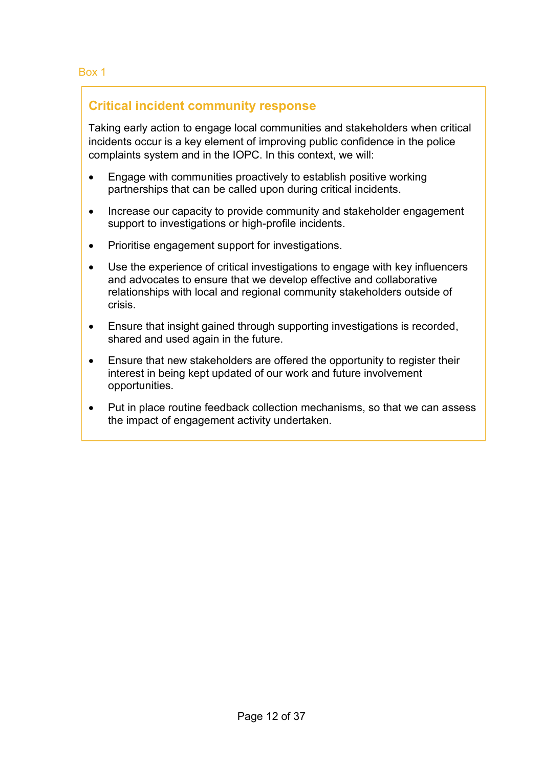Box 1

### Critical incident community response

Taking early action to engage local communities and stakeholders when critical incidents occur is a key element of improving public confidence in the police complaints system and in the IOPC. In this context, we will:

- Engage with communities proactively to establish positive working partnerships that can be called upon during critical incidents.
- Increase our capacity to provide community and stakeholder engagement support to investigations or high-profile incidents.
- Prioritise engagement support for investigations.
- Use the experience of critical investigations to engage with key influencers and advocates to ensure that we develop effective and collaborative relationships with local and regional community stakeholders outside of crisis.
- Ensure that insight gained through supporting investigations is recorded, shared and used again in the future.
- Ensure that new stakeholders are offered the opportunity to register their interest in being kept updated of our work and future involvement opportunities.
- Put in place routine feedback collection mechanisms, so that we can assess the impact of engagement activity undertaken.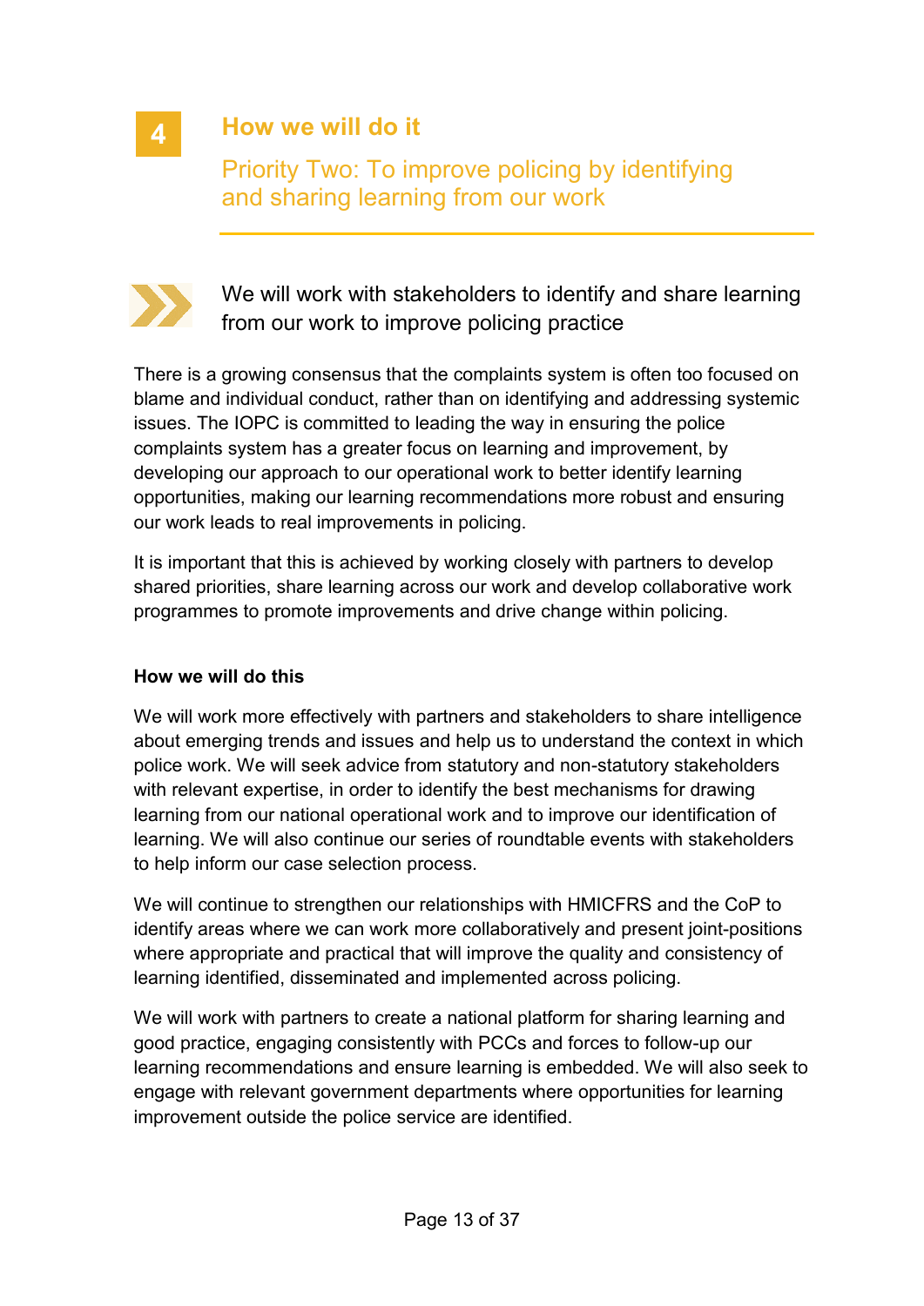## 4 How we will do it

### Priority Two: To improve policing by identifying and sharing learning from our work

### We will work with stakeholders to identify and share learning from our work to improve policing practice

There is a growing consensus that the complaints system is often too focused on blame and individual conduct, rather than on identifying and addressing systemic issues. The IOPC is committed to leading the way in ensuring the police complaints system has a greater focus on learning and improvement, by developing our approach to our operational work to better identify learning opportunities, making our learning recommendations more robust and ensuring our work leads to real improvements in policing.

It is important that this is achieved by working closely with partners to develop shared priorities, share learning across our work and develop collaborative work programmes to promote improvements and drive change within policing.

**How we will do this**

We will work more effectively with partners and stakeholders to share intelligence about emerging trends and issues and help us to understand the context in which police work. We will seek advice from statutory and non-statutory stakeholders with relevant expertise, in order to identify the best mechanisms for drawing learning from our national operational work and to improve our identification of learning. We will also continue our series of roundtable events with stakeholders to help inform our case selection process.

We will continue to strengthen our relationships with HMICFRS and the CoP to identify areas where we can work more collaboratively and present joint-positions where appropriate and practical that will improve the quality and consistency of learning identified, disseminated and implemented across policing.

We will work with partners to create a national platform for sharing learning and good practice, engaging consistently with PCCs and forces to follow-up our learning recommendations and ensure learning is embedded. We will also seek to engage with relevant government departments where opportunities for learning improvement outside the police service are identified.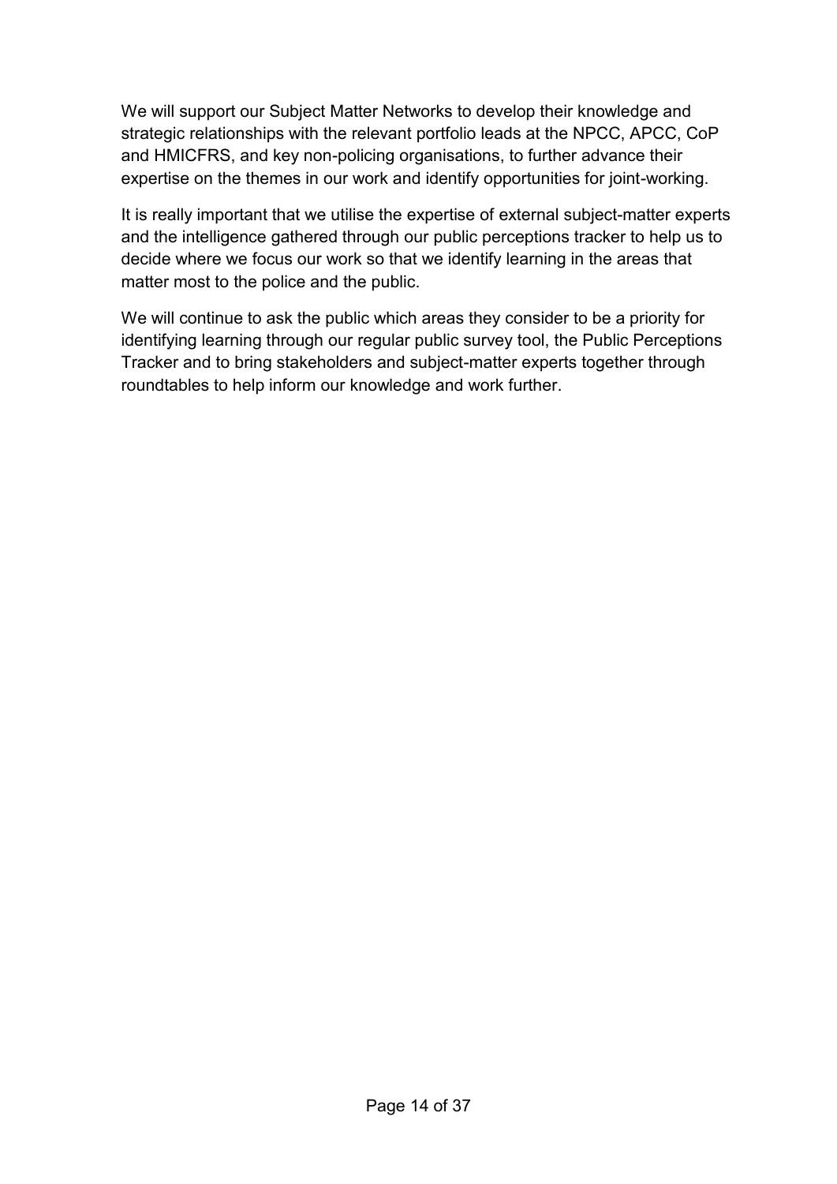We will support our Subject Matter Networks to develop their knowledge and strategic relationships with the relevant portfolio leads at the NPCC, APCC, CoP and HMICFRS, and key non-policing organisations, to further advance their expertise on the themes in our work and identify opportunities for joint-working.

It is really important that we utilise the expertise of external subject-matter experts and the intelligence gathered through our public perceptions tracker to help us to decide where we focus our work so that we identify learning in the areas that matter most to the police and the public.

We will continue to ask the public which areas they consider to be a priority for identifying learning through our regular public survey tool, the Public Perceptions Tracker and to bring stakeholders and subject-matter experts together through roundtables to help inform our knowledge and work further.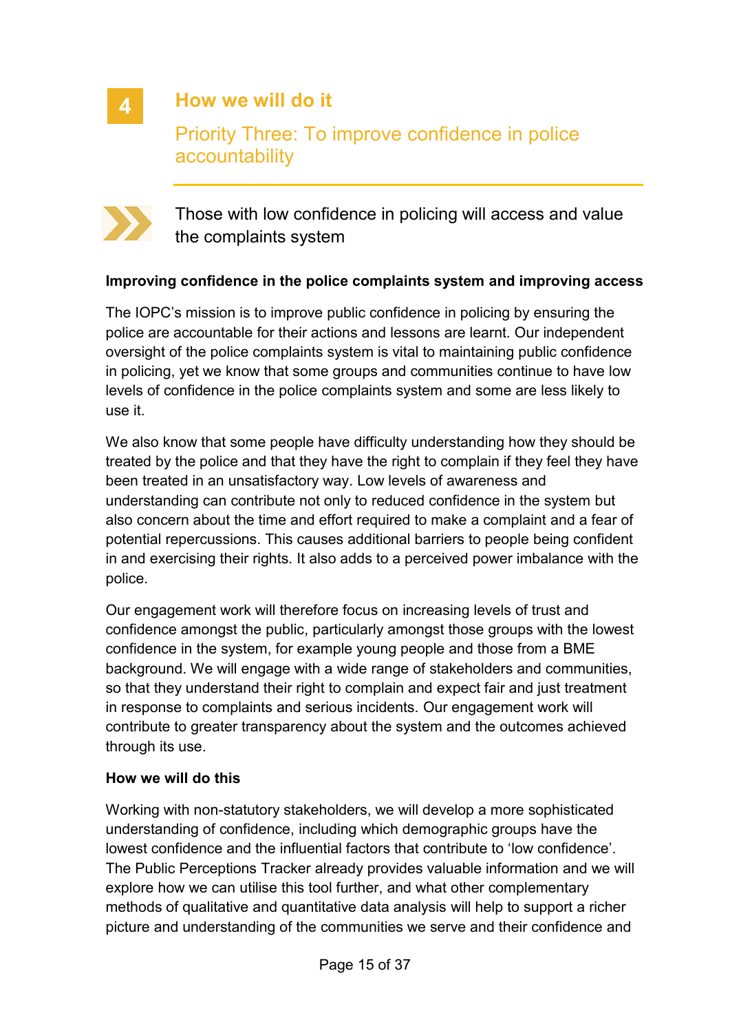# 4 How we will do it

## Priority Three: To improve confidence in police accountability

Those with low confidence in policing will access and value the complaints system

**Improving confidence in the police complaints system and improving access**

The IOPC's mission is to improve public confidence in policing by ensuring the police are accountable for their actions and lessons are learnt. Our independent oversight of the police complaints system is vital to maintaining public confidence in policing, yet we know that some groups and communities continue to have low levels of confidence in the police complaints system and some are less likely to use it.

We also know that some people have difficulty understanding how they should be treated by the police and that they have the right to complain if they feel they have been treated in an unsatisfactory way. Low levels of awareness and understanding can contribute not only to reduced confidence in the system but also concern about the time and effort required to make a complaint and a fear of potential repercussions. This causes additional barriers to people being confident in and exercising their rights. It also adds to a perceived power imbalance with the police.

Our engagement work will therefore focus on increasing levels of trust and confidence amongst the public, particularly amongst those groups with the lowest confidence in the system, for example young people and those from a BME background. We will engage with a wide range of stakeholders and communities, so that they understand their right to complain and expect fair and just treatment in response to complaints and serious incidents. Our engagement work will contribute to greater transparency about the system and the outcomes achieved through its use.

**How we will do this**

Working with non-statutory stakeholders, we will develop a more sophisticated understanding of confidence, including which demographic groups have the lowest confidence and the influential factors that contribute to 'low confidence'. The Public Perceptions Tracker already provides valuable information and we will explore how we can utilise this tool further, and what other complementary methods of qualitative and quantitative data analysis will help to support a richer picture and understanding of the communities we serve and their confidence and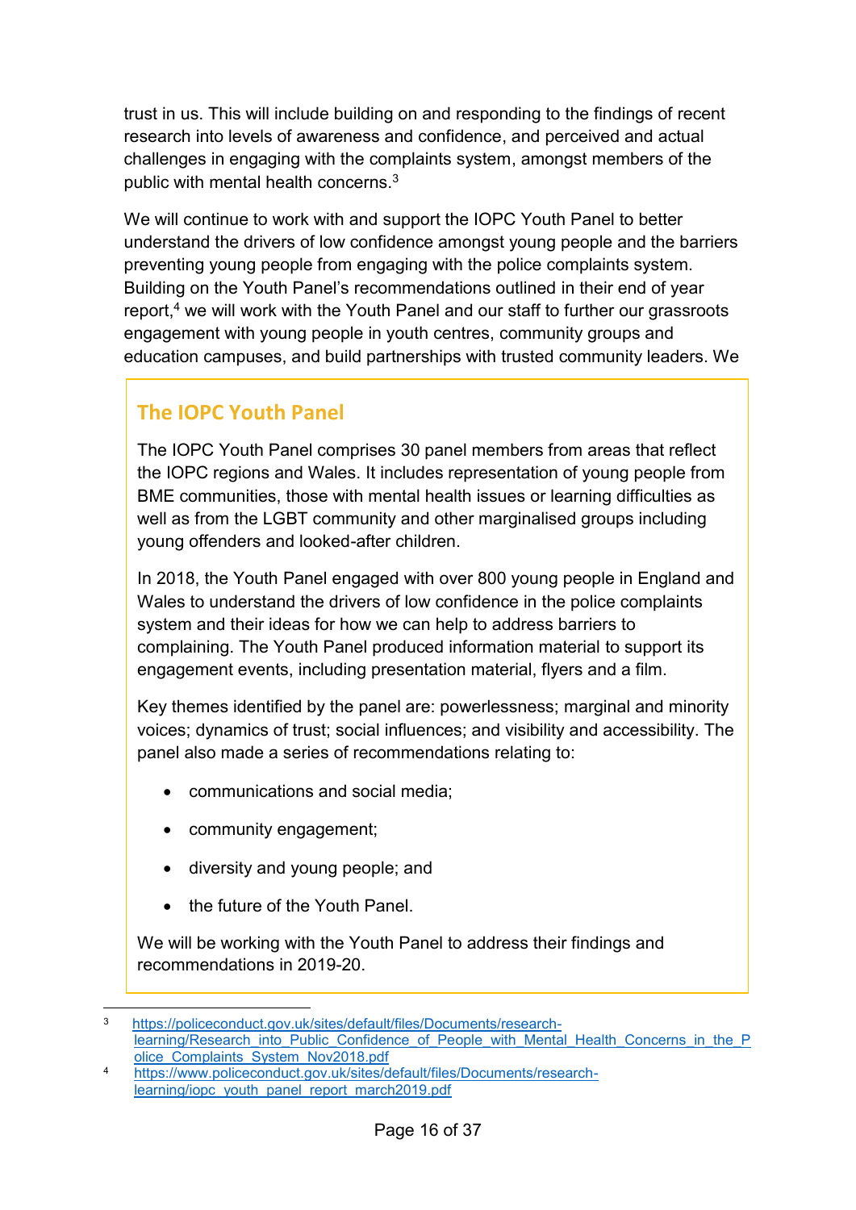trust in us. This will include building on and responding to the findings of recent research into levels of awareness and confidence, and perceived and actual challenges in engaging with the complaints system, amongst members of the public with mental health concerns.[3]

We will continue to work with and support the IOPC Youth Panel to better understand the drivers of low confidence amongst young people and the barriers preventing young people from engaging with the police complaints system. Building on the Youth Panel's recommendations outlined in their end of year report,[4] we will work with the Youth Panel and our staff to further our grassroots engagement with young people in youth centres, community groups and education campuses, and build partnerships with trusted community leaders. We

## The IOPC Youth Panel

The IOPC Youth Panel comprises 30 panel members from areas that reflect the IOPC regions and Wales. It includes representation of young people from BME communities, those with mental health issues or learning difficulties as well as from the LGBT community and other marginalised groups including young offenders and looked-after children.

In 2018, the Youth Panel engaged with over 800 young people in England and Wales to understand the drivers of low confidence in the police complaints system and their ideas for how we can help to address barriers to complaining. The Youth Panel produced information material to support its engagement events, including presentation material, flyers and a film.

Key themes identified by the panel are: powerlessness; marginal and minority voices; dynamics of trust; social influences; and visibility and accessibility. The panel also made a series of recommendations relating to:

- communications and social media;
- community engagement;
- diversity and young people; and
- the future of the Youth Panel.

We will be working with the Youth Panel to address their findings and recommendations in 2019-20.

---

[3] https://policeconduct.gov.uk/sites/default/files/Documents/research-learning/Research_into_Public_Confidence_of_People_with_Mental_Health_Concerns_in_the_Police_Complaints_System_Nov2018.pdf

[4] https://www.policeconduct.gov.uk/sites/default/files/Documents/research-learning/iopc_youth_panel_report_march2019.pdf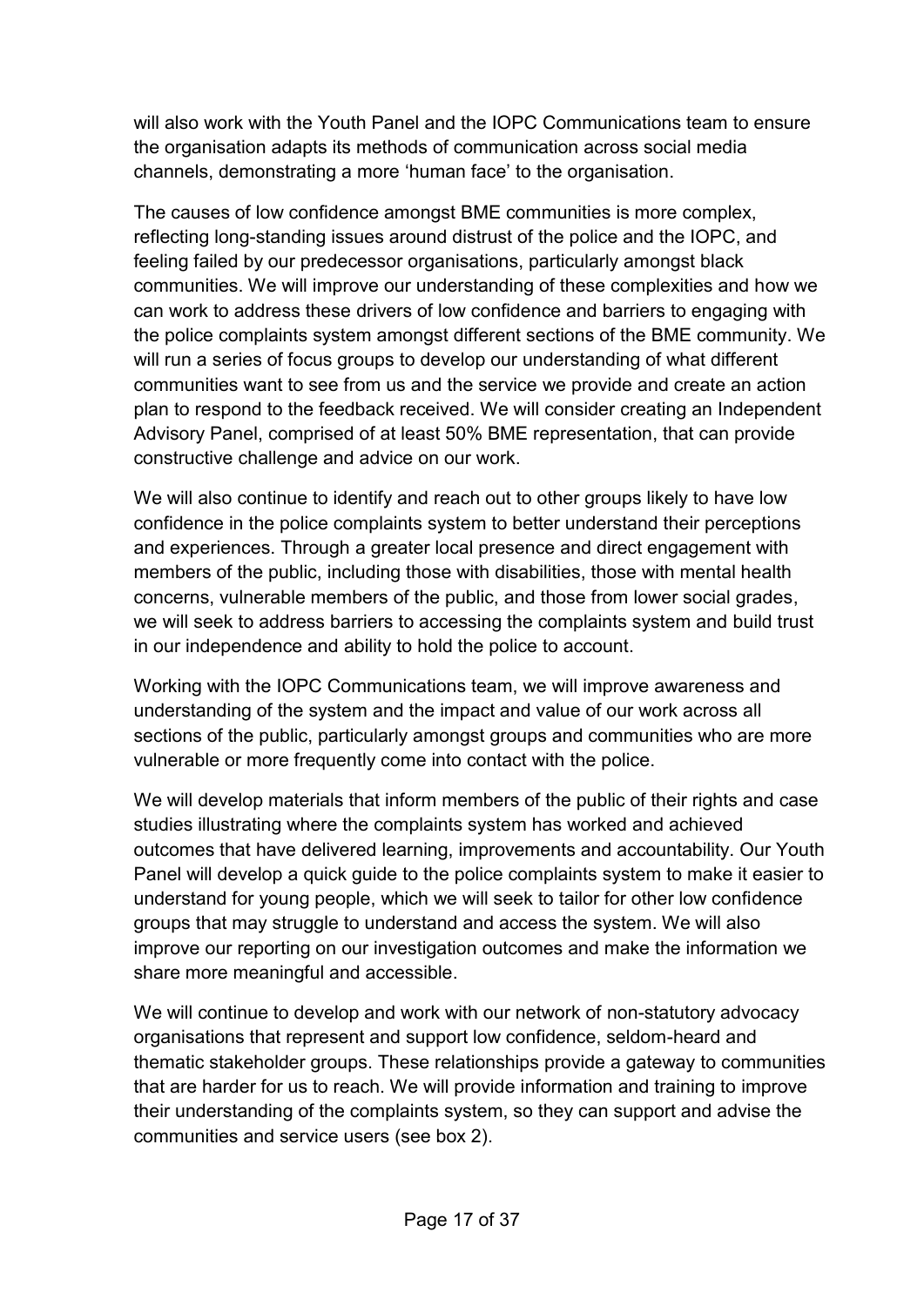will also work with the Youth Panel and the IOPC Communications team to ensure the organisation adapts its methods of communication across social media channels, demonstrating a more 'human face' to the organisation.

The causes of low confidence amongst BME communities is more complex, reflecting long-standing issues around distrust of the police and the IOPC, and feeling failed by our predecessor organisations, particularly amongst black communities. We will improve our understanding of these complexities and how we can work to address these drivers of low confidence and barriers to engaging with the police complaints system amongst different sections of the BME community. We will run a series of focus groups to develop our understanding of what different communities want to see from us and the service we provide and create an action plan to respond to the feedback received. We will consider creating an Independent Advisory Panel, comprised of at least 50% BME representation, that can provide constructive challenge and advice on our work.

We will also continue to identify and reach out to other groups likely to have low confidence in the police complaints system to better understand their perceptions and experiences. Through a greater local presence and direct engagement with members of the public, including those with disabilities, those with mental health concerns, vulnerable members of the public, and those from lower social grades, we will seek to address barriers to accessing the complaints system and build trust in our independence and ability to hold the police to account.

Working with the IOPC Communications team, we will improve awareness and understanding of the system and the impact and value of our work across all sections of the public, particularly amongst groups and communities who are more vulnerable or more frequently come into contact with the police.

We will develop materials that inform members of the public of their rights and case studies illustrating where the complaints system has worked and achieved outcomes that have delivered learning, improvements and accountability. Our Youth Panel will develop a quick guide to the police complaints system to make it easier to understand for young people, which we will seek to tailor for other low confidence groups that may struggle to understand and access the system. We will also improve our reporting on our investigation outcomes and make the information we share more meaningful and accessible.

We will continue to develop and work with our network of non-statutory advocacy organisations that represent and support low confidence, seldom-heard and thematic stakeholder groups. These relationships provide a gateway to communities that are harder for us to reach. We will provide information and training to improve their understanding of the complaints system, so they can support and advise the communities and service users (see box 2).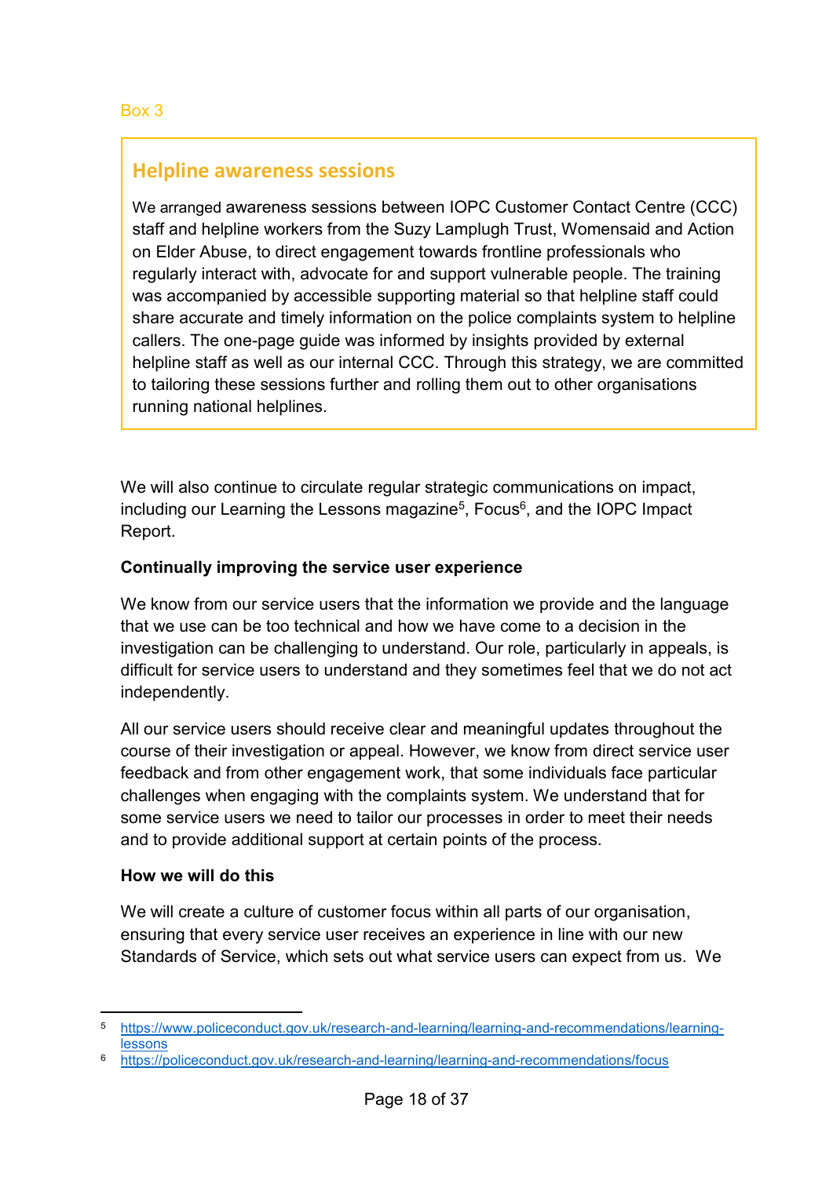Box 3

## Helpline awareness sessions

We arranged awareness sessions between IOPC Customer Contact Centre (CCC) staff and helpline workers from the Suzy Lamplugh Trust, Womensaid and Action on Elder Abuse, to direct engagement towards frontline professionals who regularly interact with, advocate for and support vulnerable people. The training was accompanied by accessible supporting material so that helpline staff could share accurate and timely information on the police complaints system to helpline callers. The one-page guide was informed by insights provided by external helpline staff as well as our internal CCC. Through this strategy, we are committed to tailoring these sessions further and rolling them out to other organisations running national helplines.

We will also continue to circulate regular strategic communications on impact, including our Learning the Lessons magazine[5], Focus[6], and the IOPC Impact Report.

**Continually improving the service user experience**

We know from our service users that the information we provide and the language that we use can be too technical and how we have come to a decision in the investigation can be challenging to understand. Our role, particularly in appeals, is difficult for service users to understand and they sometimes feel that we do not act independently.

All our service users should receive clear and meaningful updates throughout the course of their investigation or appeal. However, we know from direct service user feedback and from other engagement work, that some individuals face particular challenges when engaging with the complaints system. We understand that for some service users we need to tailor our processes in order to meet their needs and to provide additional support at certain points of the process.

**How we will do this**

We will create a culture of customer focus within all parts of our organisation, ensuring that every service user receives an experience in line with our new Standards of Service, which sets out what service users can expect from us. We

---

[5] https://www.policeconduct.gov.uk/research-and-learning/learning-and-recommendations/learning-lessons

[6] https://policeconduct.gov.uk/research-and-learning/learning-and-recommendations/focus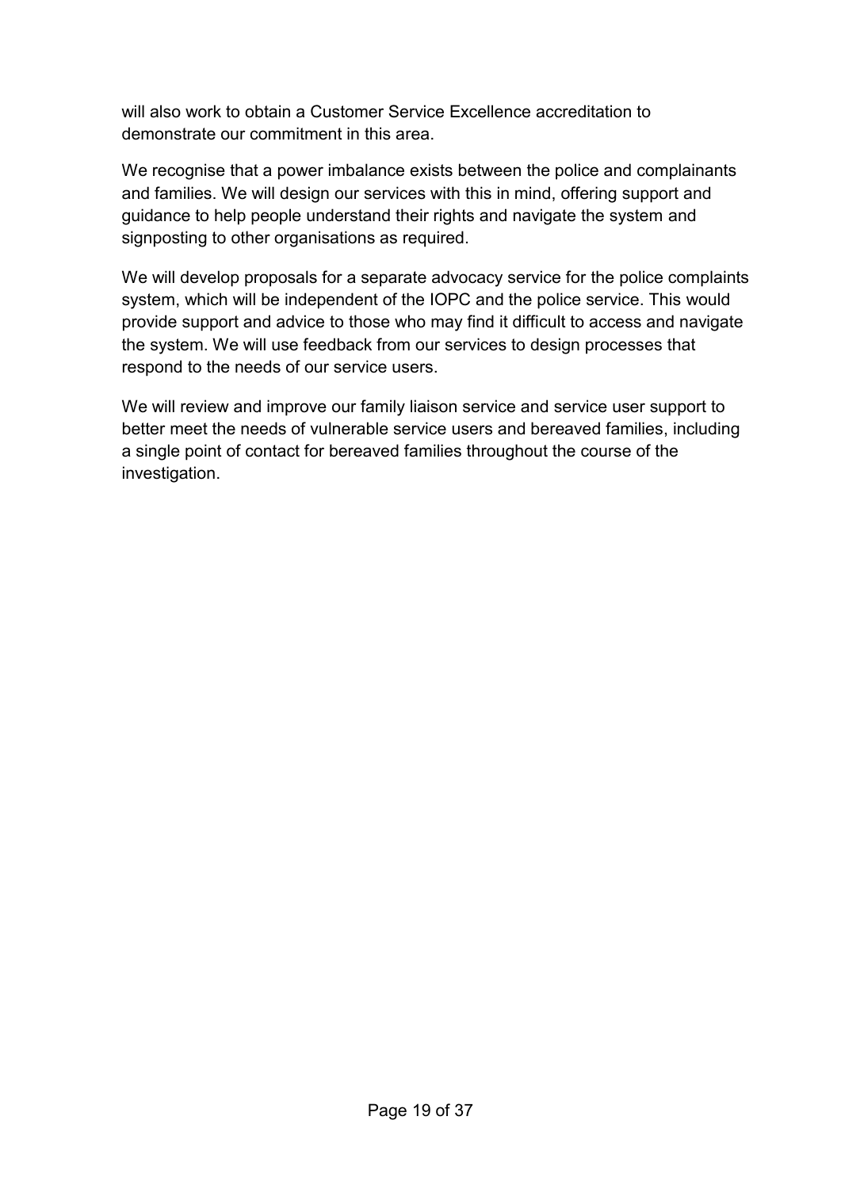will also work to obtain a Customer Service Excellence accreditation to demonstrate our commitment in this area.

We recognise that a power imbalance exists between the police and complainants and families. We will design our services with this in mind, offering support and guidance to help people understand their rights and navigate the system and signposting to other organisations as required.

We will develop proposals for a separate advocacy service for the police complaints system, which will be independent of the IOPC and the police service. This would provide support and advice to those who may find it difficult to access and navigate the system. We will use feedback from our services to design processes that respond to the needs of our service users.

We will review and improve our family liaison service and service user support to better meet the needs of vulnerable service users and bereaved families, including a single point of contact for bereaved families throughout the course of the investigation.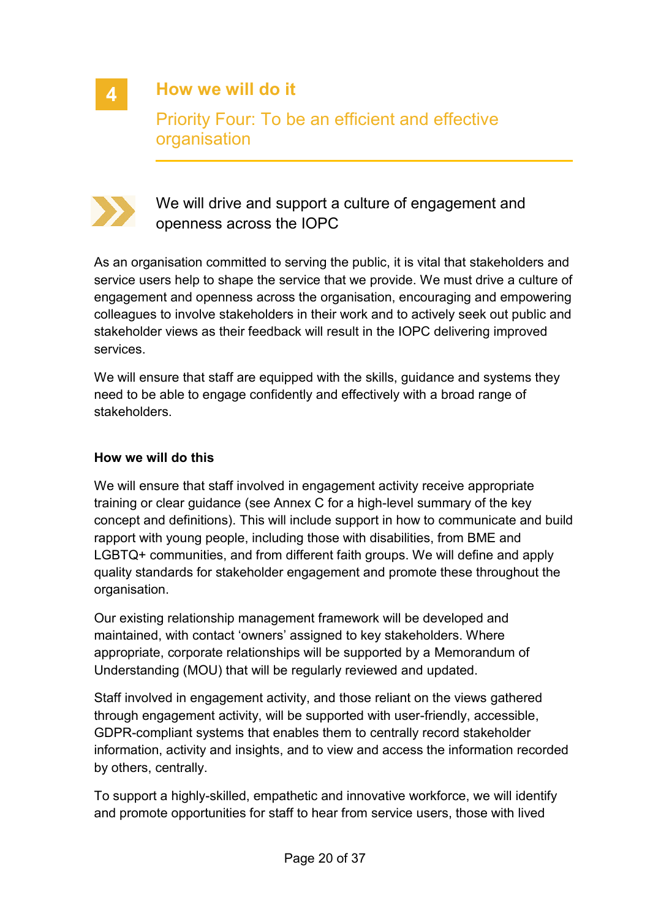## 4 How we will do it

### Priority Four: To be an efficient and effective organisation

#### We will drive and support a culture of engagement and openness across the IOPC

As an organisation committed to serving the public, it is vital that stakeholders and service users help to shape the service that we provide. We must drive a culture of engagement and openness across the organisation, encouraging and empowering colleagues to involve stakeholders in their work and to actively seek out public and stakeholder views as their feedback will result in the IOPC delivering improved services.

We will ensure that staff are equipped with the skills, guidance and systems they need to be able to engage confidently and effectively with a broad range of stakeholders.

**How we will do this**

We will ensure that staff involved in engagement activity receive appropriate training or clear guidance (see Annex C for a high-level summary of the key concept and definitions). This will include support in how to communicate and build rapport with young people, including those with disabilities, from BME and LGBTQ+ communities, and from different faith groups. We will define and apply quality standards for stakeholder engagement and promote these throughout the organisation.

Our existing relationship management framework will be developed and maintained, with contact 'owners' assigned to key stakeholders. Where appropriate, corporate relationships will be supported by a Memorandum of Understanding (MOU) that will be regularly reviewed and updated.

Staff involved in engagement activity, and those reliant on the views gathered through engagement activity, will be supported with user-friendly, accessible, GDPR-compliant systems that enables them to centrally record stakeholder information, activity and insights, and to view and access the information recorded by others, centrally.

To support a highly-skilled, empathetic and innovative workforce, we will identify and promote opportunities for staff to hear from service users, those with lived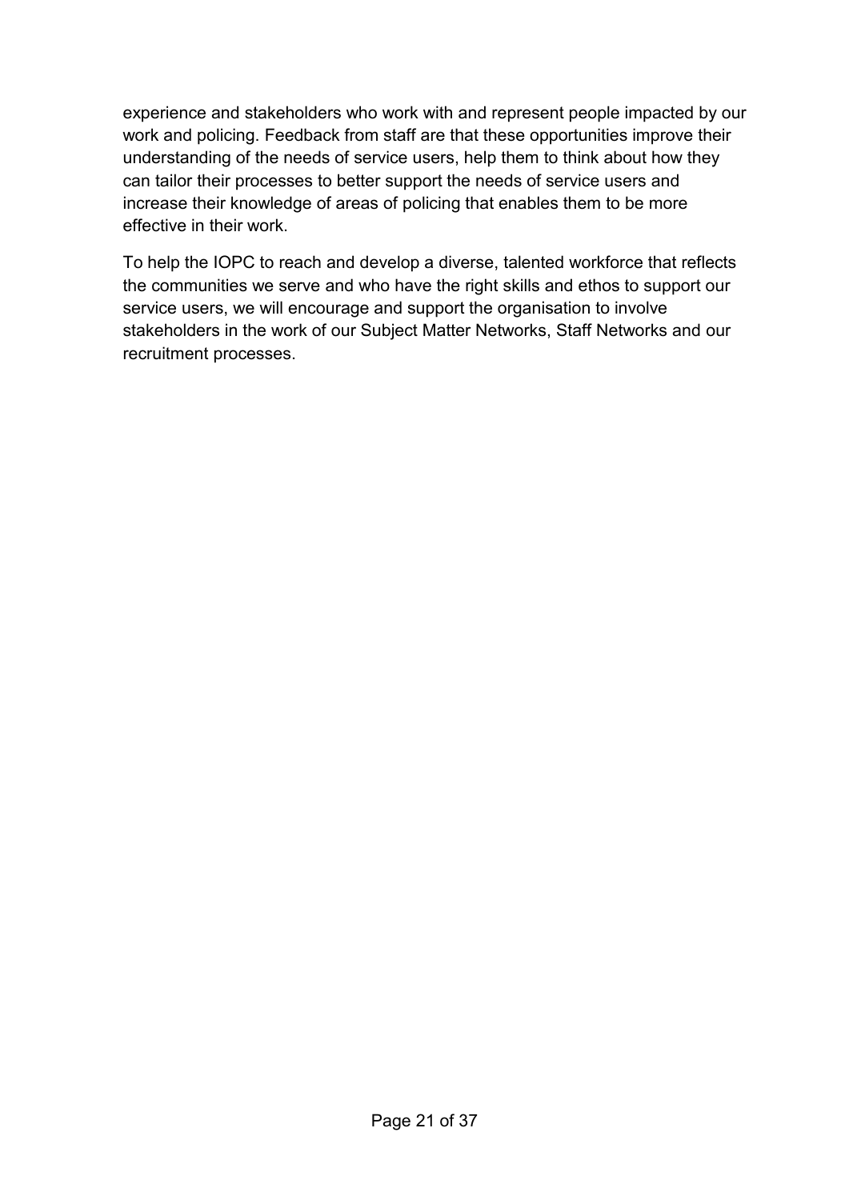experience and stakeholders who work with and represent people impacted by our work and policing. Feedback from staff are that these opportunities improve their understanding of the needs of service users, help them to think about how they can tailor their processes to better support the needs of service users and increase their knowledge of areas of policing that enables them to be more effective in their work.

To help the IOPC to reach and develop a diverse, talented workforce that reflects the communities we serve and who have the right skills and ethos to support our service users, we will encourage and support the organisation to involve stakeholders in the work of our Subject Matter Networks, Staff Networks and our recruitment processes.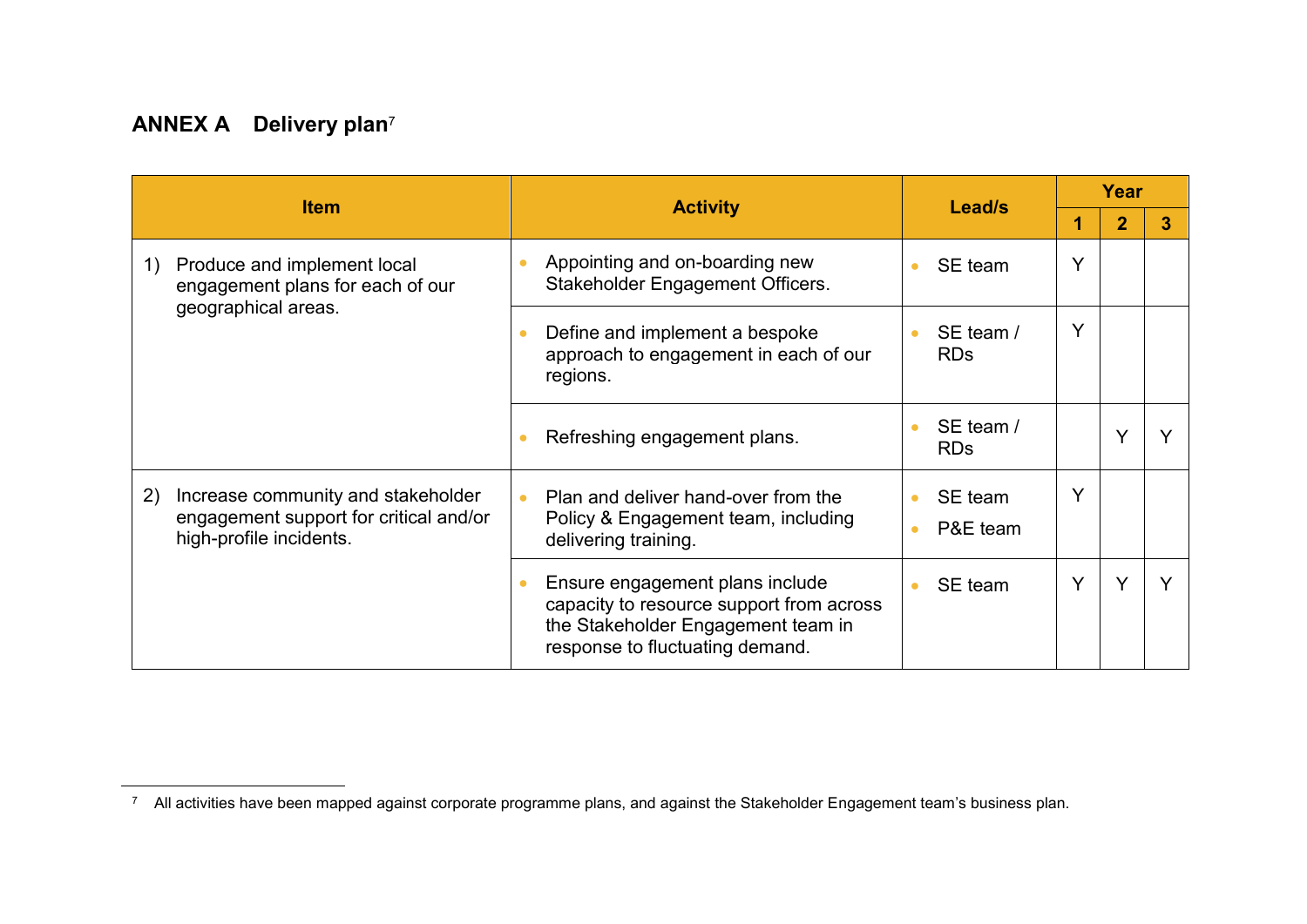## ANNEX A Delivery plan[7]

| Item | Activity | Lead/s | Year | | |
|---|---|---|---|---|---|
| | | | 1 | 2 | 3 |
| 1) Produce and implement local engagement plans for each of our geographical areas. | Appointing and on-boarding new Stakeholder Engagement Officers. | SE team | Y | | |
| | Define and implement a bespoke approach to engagement in each of our regions. | SE team / RDs | Y | | |
| | Refreshing engagement plans. | SE team / RDs | | Y | Y |
| 2) Increase community and stakeholder engagement support for critical and/or high-profile incidents. | Plan and deliver hand-over from the Policy & Engagement team, including delivering training. | SE team; P&E team | Y | | |
| | Ensure engagement plans include capacity to resource support from across the Stakeholder Engagement team in response to fluctuating demand. | SE team | Y | Y | Y |

[7] All activities have been mapped against corporate programme plans, and against the Stakeholder Engagement team's business plan.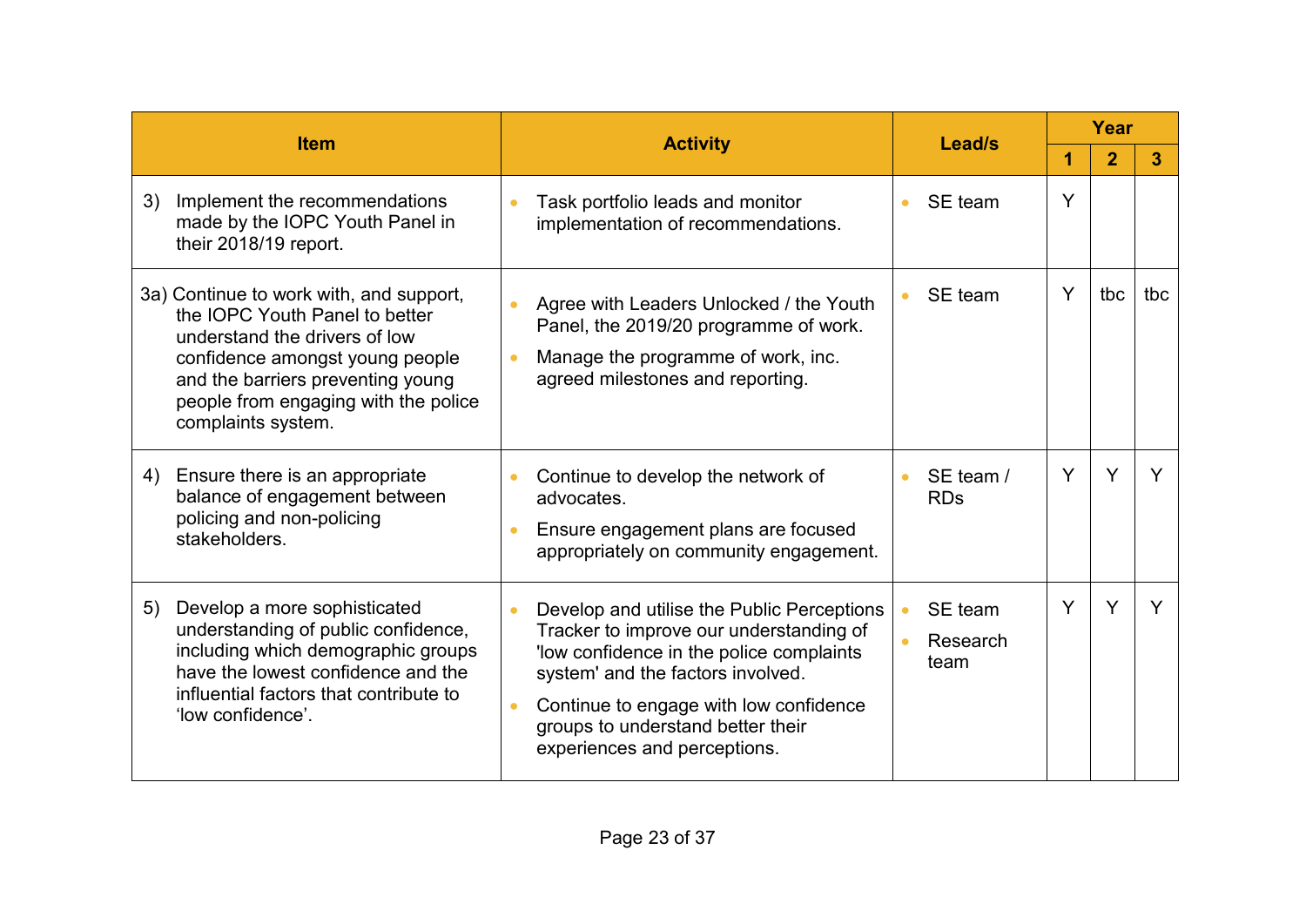| Item | Activity | Lead/s | Year | | |
|---|---|---|---|---|---|
| | | | 1 | 2 | 3 |
| 3) Implement the recommendations made by the IOPC Youth Panel in their 2018/19 report. | • Task portfolio leads and monitor implementation of recommendations. | • SE team | Y | | |
| 3a) Continue to work with, and support, the IOPC Youth Panel to better understand the drivers of low confidence amongst young people and the barriers preventing young people from engaging with the police complaints system. | • Agree with Leaders Unlocked / the Youth Panel, the 2019/20 programme of work.<br>• Manage the programme of work, inc. agreed milestones and reporting. | • SE team | Y | tbc | tbc |
| 4) Ensure there is an appropriate balance of engagement between policing and non-policing stakeholders. | • Continue to develop the network of advocates.<br>• Ensure engagement plans are focused appropriately on community engagement. | • SE team / RDs | Y | Y | Y |
| 5) Develop a more sophisticated understanding of public confidence, including which demographic groups have the lowest confidence and the influential factors that contribute to 'low confidence'. | • Develop and utilise the Public Perceptions Tracker to improve our understanding of 'low confidence in the police complaints system' and the factors involved.<br>• Continue to engage with low confidence groups to understand better their experiences and perceptions. | • SE team<br>• Research team | Y | Y | Y |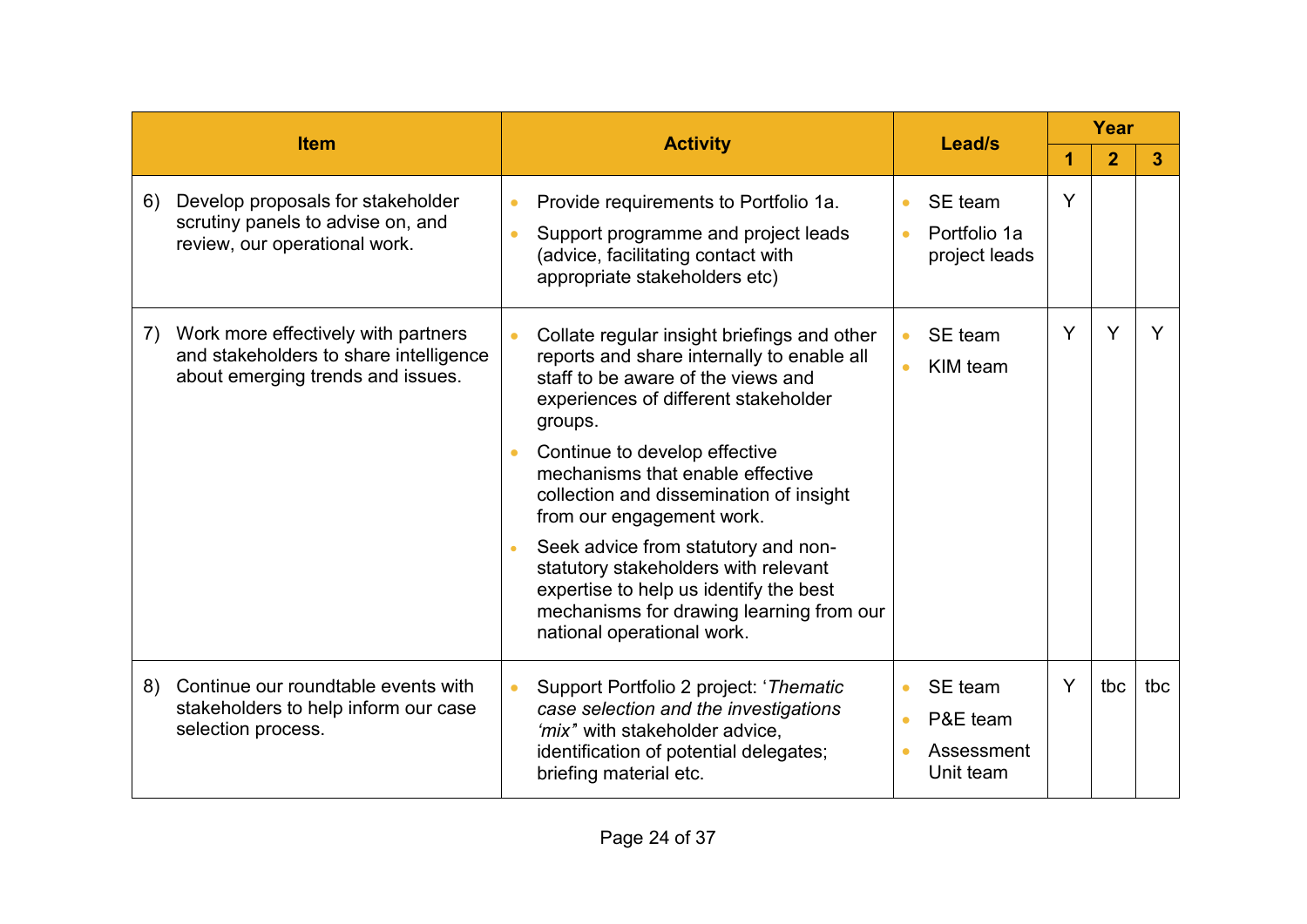| Item | Activity | Lead/s | Year | | |
|---|---|---|---|---|---|
| | | | 1 | 2 | 3 |
| 6) Develop proposals for stakeholder scrutiny panels to advise on, and review, our operational work. | • Provide requirements to Portfolio 1a.<br>• Support programme and project leads (advice, facilitating contact with appropriate stakeholders etc) | • SE team<br>• Portfolio 1a project leads | Y | | |
| 7) Work more effectively with partners and stakeholders to share intelligence about emerging trends and issues. | • Collate regular insight briefings and other reports and share internally to enable all staff to be aware of the views and experiences of different stakeholder groups.<br>• Continue to develop effective mechanisms that enable effective collection and dissemination of insight from our engagement work.<br>• Seek advice from statutory and non-statutory stakeholders with relevant expertise to help us identify the best mechanisms for drawing learning from our national operational work. | • SE team<br>• KIM team | Y | Y | Y |
| 8) Continue our roundtable events with stakeholders to help inform our case selection process. | • Support Portfolio 2 project: '*Thematic case selection and the investigations 'mix'*' with stakeholder advice, identification of potential delegates; briefing material etc. | • SE team<br>• P&E team<br>• Assessment Unit team | Y | tbc | tbc |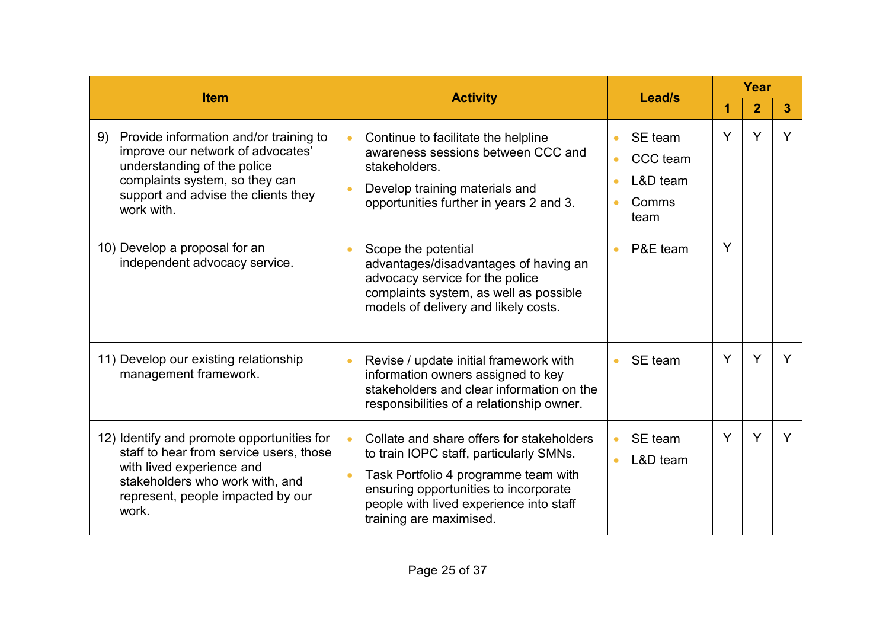| Item | Activity | Lead/s | Year | | |
|---|---|---|---|---|---|
| | | | 1 | 2 | 3 |
| 9) Provide information and/or training to improve our network of advocates' understanding of the police complaints system, so they can support and advise the clients they work with. | • Continue to facilitate the helpline awareness sessions between CCC and stakeholders.<br>• Develop training materials and opportunities further in years 2 and 3. | • SE team<br>• CCC team<br>• L&D team<br>• Comms team | Y | Y | Y |
| 10) Develop a proposal for an independent advocacy service. | • Scope the potential advantages/disadvantages of having an advocacy service for the police complaints system, as well as possible models of delivery and likely costs. | • P&E team | Y | | |
| 11) Develop our existing relationship management framework. | • Revise / update initial framework with information owners assigned to key stakeholders and clear information on the responsibilities of a relationship owner. | • SE team | Y | Y | Y |
| 12) Identify and promote opportunities for staff to hear from service users, those with lived experience and stakeholders who work with, and represent, people impacted by our work. | • Collate and share offers for stakeholders to train IOPC staff, particularly SMNs.<br>• Task Portfolio 4 programme team with ensuring opportunities to incorporate people with lived experience into staff training are maximised. | • SE team<br>• L&D team | Y | Y | Y |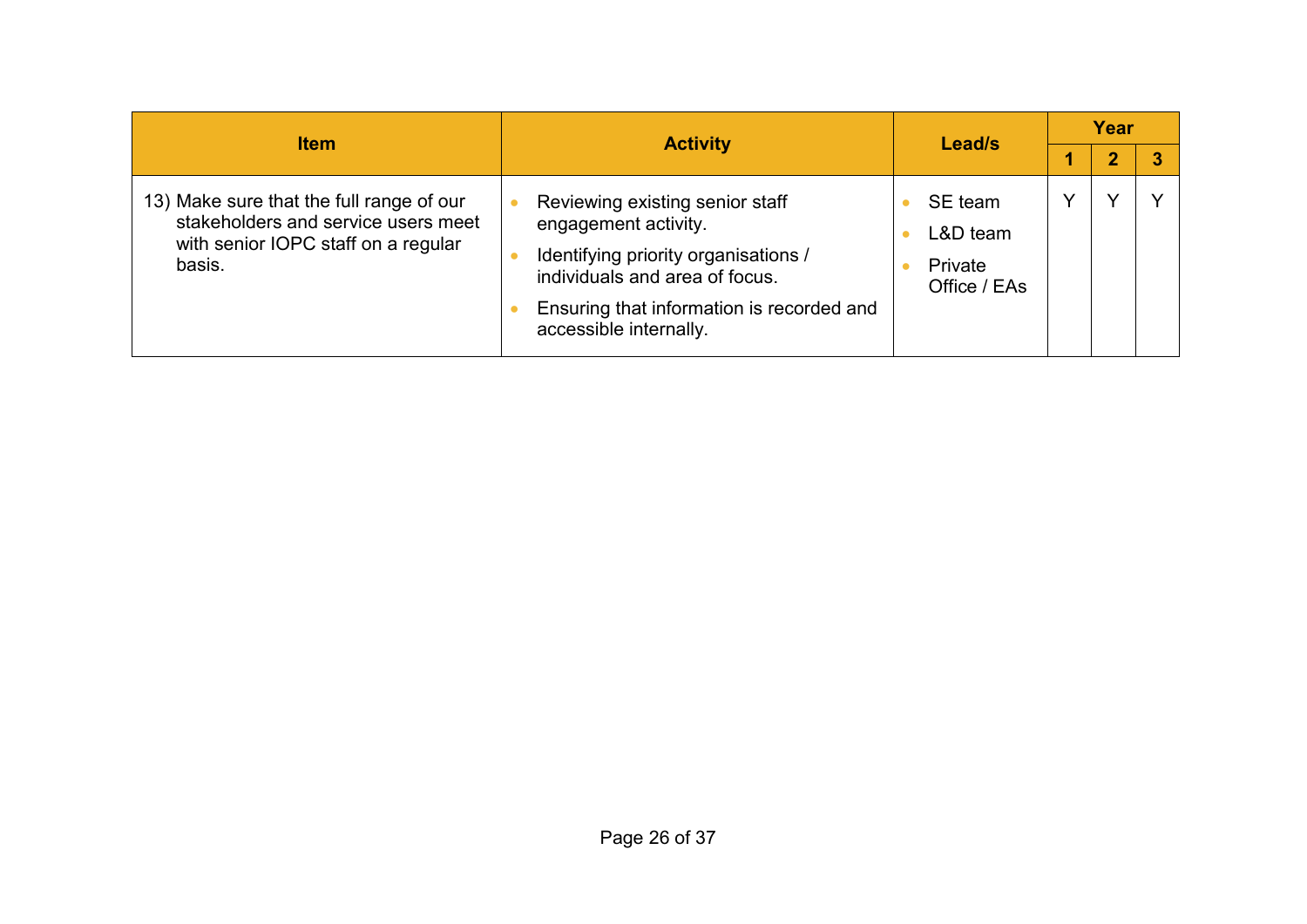| Item | Activity | Lead/s | Year | | |
|---|---|---|---|---|---|
| | | | 1 | 2 | 3 |
| 13) Make sure that the full range of our stakeholders and service users meet with senior IOPC staff on a regular basis. | • Reviewing existing senior staff engagement activity.<br>• Identifying priority organisations / individuals and area of focus.<br>• Ensuring that information is recorded and accessible internally. | • SE team<br>• L&D team<br>• Private Office / EAs | Y | Y | Y |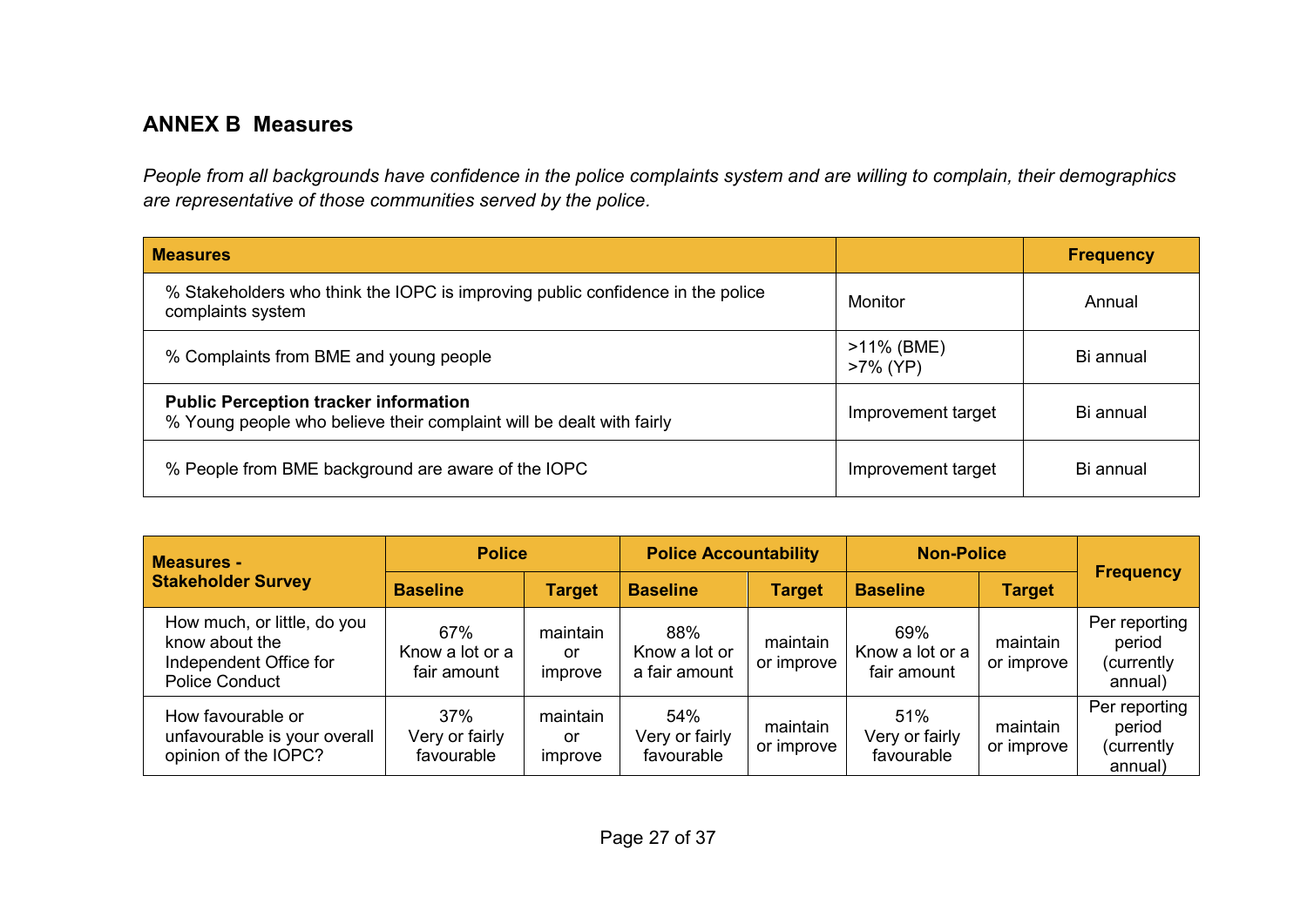## ANNEX B Measures

*People from all backgrounds have confidence in the police complaints system and are willing to complain, their demographics are representative of those communities served by the police.*

| Measures | | Frequency |
|---|---|---|
| % Stakeholders who think the IOPC is improving public confidence in the police complaints system | Monitor | Annual |
| % Complaints from BME and young people | >11% (BME)<br>>7% (YP) | Bi annual |
| **Public Perception tracker information**<br>% Young people who believe their complaint will be dealt with fairly | Improvement target | Bi annual |
| % People from BME background are aware of the IOPC | Improvement target | Bi annual |

| Measures - Stakeholder Survey | Police | | Police Accountability | | Non-Police | | Frequency |
|---|---|---|---|---|---|---|---|
| | Baseline | Target | Baseline | Target | Baseline | Target | |
| How much, or little, do you know about the Independent Office for Police Conduct | 67% Know a lot or a fair amount | maintain or improve | 88% Know a lot or a fair amount | maintain or improve | 69% Know a lot or a fair amount | maintain or improve | Per reporting period (currently annual) |
| How favourable or unfavourable is your overall opinion of the IOPC? | 37% Very or fairly favourable | maintain or improve | 54% Very or fairly favourable | maintain or improve | 51% Very or fairly favourable | maintain or improve | Per reporting period (currently annual) |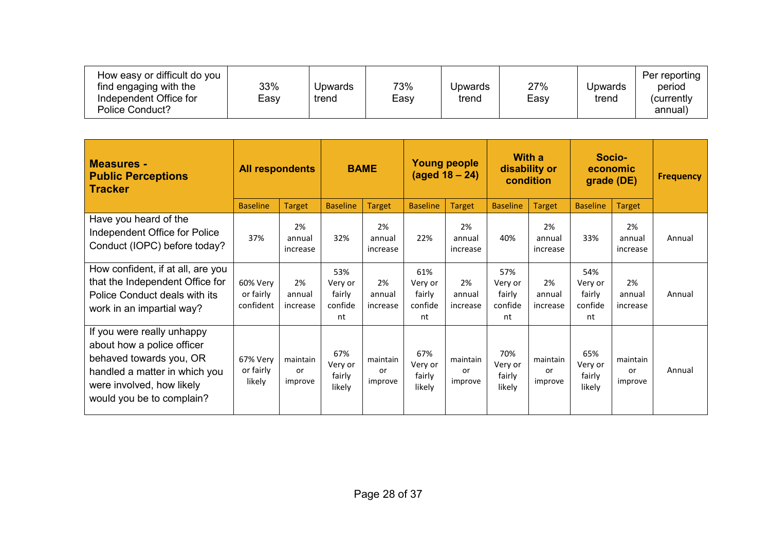| How easy or difficult do you find engaging with the Independent Office for Police Conduct? | 33% Easy | Upwards trend | 73% Easy | Upwards trend | 27% Easy | Upwards trend | Per reporting period (currently annual) |
|---|---|---|---|---|---|---|---|

| **Measures - Public Perceptions Tracker** | **All respondents** | | **BAME** | | **Young people (aged 18 – 24)** | | **With a disability or condition** | | **Socio-economic grade (DE)** | | **Frequency** |
|---|---|---|---|---|---|---|---|---|---|---|---|
| | Baseline | Target | Baseline | Target | Baseline | Target | Baseline | Target | Baseline | Target | |
| Have you heard of the Independent Office for Police Conduct (IOPC) before today? | 37% | 2% annual increase | 32% | 2% annual increase | 22% | 2% annual increase | 40% | 2% annual increase | 33% | 2% annual increase | Annual |
| How confident, if at all, are you that the Independent Office for Police Conduct deals with its work in an impartial way? | 60% Very or fairly confident | 2% annual increase | 53% Very or fairly confident | 2% annual increase | 61% Very or fairly confident | 2% annual increase | 57% Very or fairly confident | 2% annual increase | 54% Very or fairly confident | 2% annual increase | Annual |
| If you were really unhappy about how a police officer behaved towards you, OR handled a matter in which you were involved, how likely would you be to complain? | 67% Very or fairly likely | maintain or improve | 67% Very or fairly likely | maintain or improve | 67% Very or fairly likely | maintain or improve | 70% Very or fairly likely | maintain or improve | 65% Very or fairly likely | maintain or improve | Annual |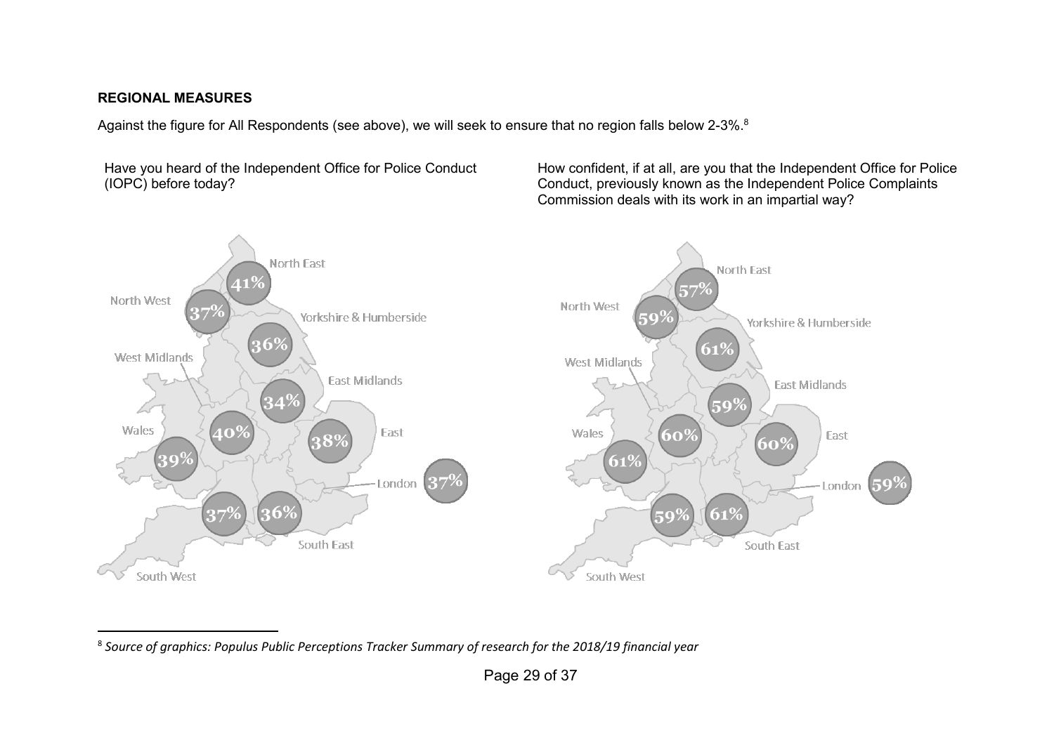**REGIONAL MEASURES**

Against the figure for All Respondents (see above), we will seek to ensure that no region falls below 2-3%.[8]

Have you heard of the Independent Office for Police Conduct (IOPC) before today?

| Region | % |
|---|---|
| North East | 41% |
| North West | 37% |
| Yorkshire & Humberside | 36% |
| West Midlands | 40% |
| East Midlands | 34% |
| Wales | 39% |
| East | 38% |
| London | 37% |
| South West | 37% |
| South East | 36% |

How confident, if at all, are you that the Independent Office for Police Conduct, previously known as the Independent Police Complaints Commission deals with its work in an impartial way?

| Region | % |
|---|---|
| North East | 57% |
| North West | 59% |
| Yorkshire & Humberside | 61% |
| West Midlands | 60% |
| East Midlands | 59% |
| Wales | 61% |
| East | 60% |
| London | 59% |
| South West | 59% |
| South East | 61% |

[8] *Source of graphics: Populus Public Perceptions Tracker Summary of research for the 2018/19 financial year*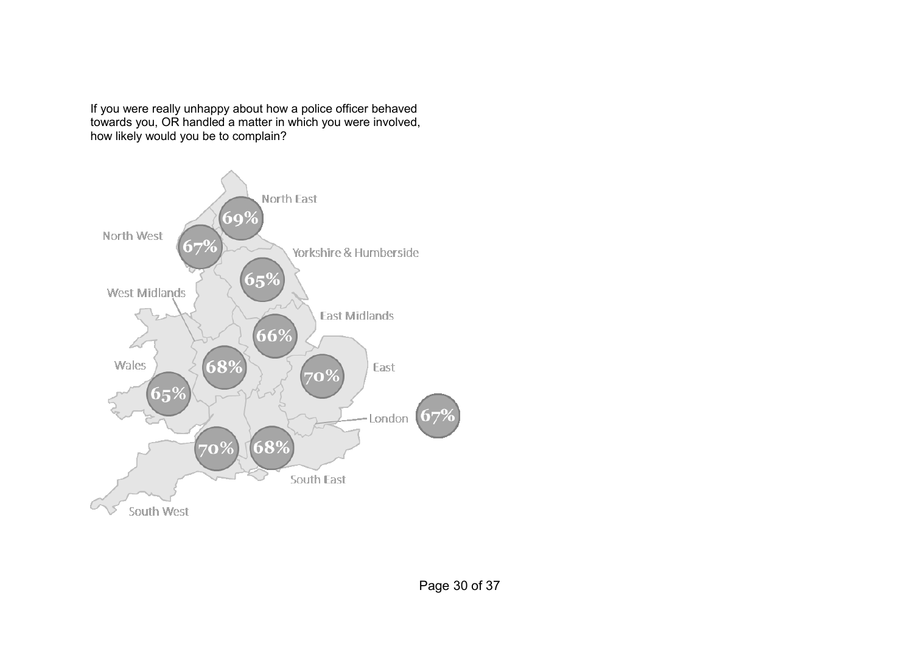If you were really unhappy about how a police officer behaved towards you, OR handled a matter in which you were involved, how likely would you be to complain?

| Region | % |
| --- | --- |
| North East | 69% |
| North West | 67% |
| Yorkshire & Humberside | 65% |
| West Midlands | 68% |
| East Midlands | 66% |
| Wales | 65% |
| East | 70% |
| London | 67% |
| South West | 70% |
| South East | 68% |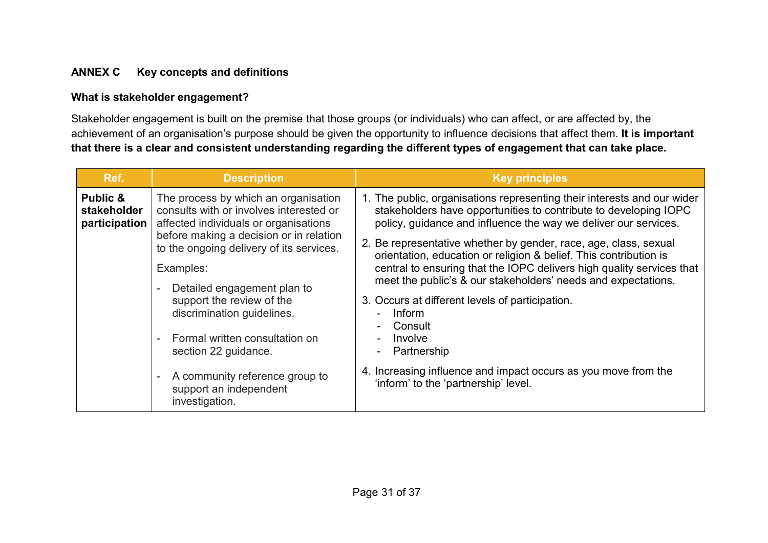## ANNEX C Key concepts and definitions

### What is stakeholder engagement?

Stakeholder engagement is built on the premise that those groups (or individuals) who can affect, or are affected by, the achievement of an organisation's purpose should be given the opportunity to influence decisions that affect them. **It is important that there is a clear and consistent understanding regarding the different types of engagement that can take place.**

| Ref. | Description | Key principles |
|---|---|---|
| **Public & stakeholder participation** | The process by which an organisation consults with or involves interested or affected individuals or organisations before making a decision or in relation to the ongoing delivery of its services.<br><br>Examples:<br>- Detailed engagement plan to support the review of the discrimination guidelines.<br>- Formal written consultation on section 22 guidance.<br>- A community reference group to support an independent investigation. | 1. The public, organisations representing their interests and our wider stakeholders have opportunities to contribute to developing IOPC policy, guidance and influence the way we deliver our services.<br>2. Be representative whether by gender, race, age, class, sexual orientation, education or religion & belief. This contribution is central to ensuring that the IOPC delivers high quality services that meet the public's & our stakeholders' needs and expectations.<br>3. Occurs at different levels of participation.<br>- Inform<br>- Consult<br>- Involve<br>- Partnership<br>4. Increasing influence and impact occurs as you move from the 'inform' to the 'partnership' level. |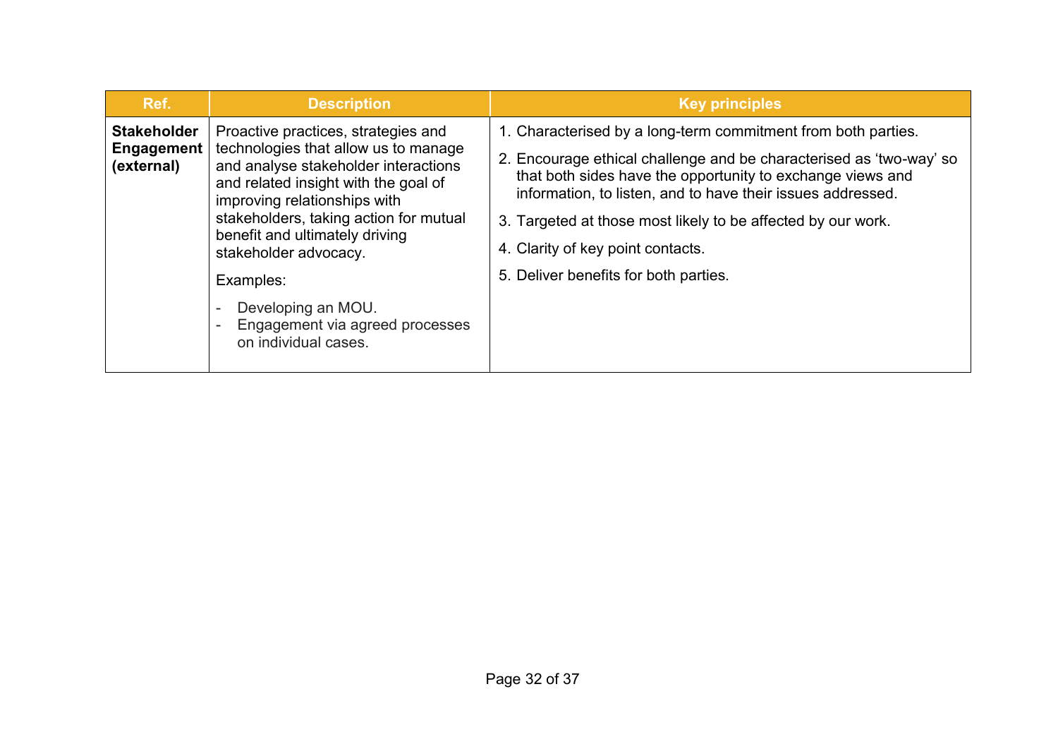| Ref. | Description | Key principles |
| --- | --- | --- |
| **Stakeholder Engagement (external)** | Proactive practices, strategies and technologies that allow us to manage and analyse stakeholder interactions and related insight with the goal of improving relationships with stakeholders, taking action for mutual benefit and ultimately driving stakeholder advocacy.<br><br>Examples:<br>- Developing an MOU.<br>- Engagement via agreed processes on individual cases. | 1. Characterised by a long-term commitment from both parties.<br>2. Encourage ethical challenge and be characterised as 'two-way' so that both sides have the opportunity to exchange views and information, to listen, and to have their issues addressed.<br>3. Targeted at those most likely to be affected by our work.<br>4. Clarity of key point contacts.<br>5. Deliver benefits for both parties. |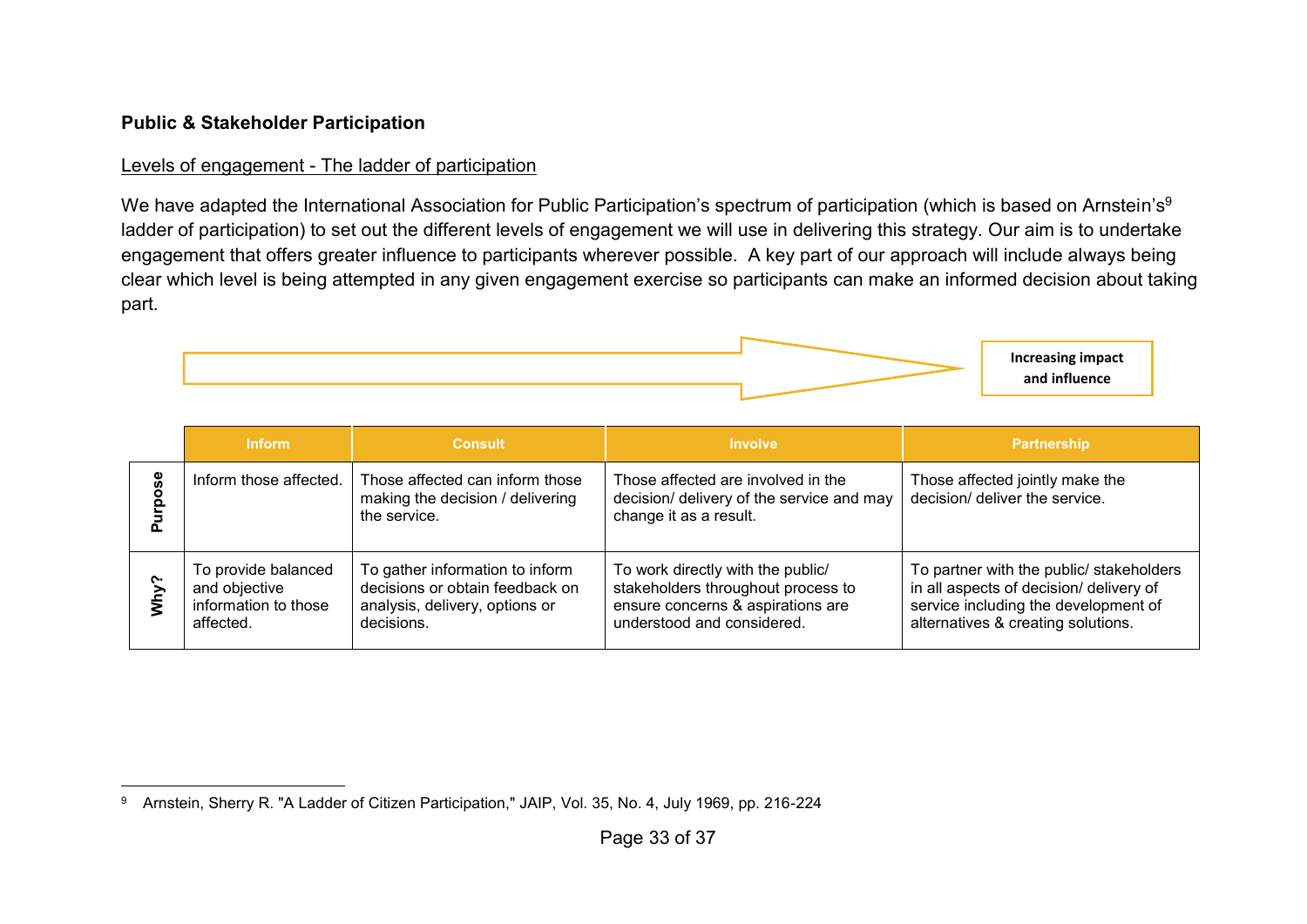**Public & Stakeholder Participation**

Levels of engagement - The ladder of participation

We have adapted the International Association for Public Participation's spectrum of participation (which is based on Arnstein's[9] ladder of participation) to set out the different levels of engagement we will use in delivering this strategy. Our aim is to undertake engagement that offers greater influence to participants wherever possible. A key part of our approach will include always being clear which level is being attempted in any given engagement exercise so participants can make an informed decision about taking part.

**Increasing impact and influence** →

| | Inform | Consult | Involve | Partnership |
|---|---|---|---|---|
| **Purpose** | Inform those affected. | Those affected can inform those making the decision / delivering the service. | Those affected are involved in the decision/ delivery of the service and may change it as a result. | Those affected jointly make the decision/ deliver the service. |
| **Why?** | To provide balanced and objective information to those affected. | To gather information to inform decisions or obtain feedback on analysis, delivery, options or decisions. | To work directly with the public/ stakeholders throughout process to ensure concerns & aspirations are understood and considered. | To partner with the public/ stakeholders in all aspects of decision/ delivery of service including the development of alternatives & creating solutions. |

[9] Arnstein, Sherry R. "A Ladder of Citizen Participation," JAIP, Vol. 35, No. 4, July 1969, pp. 216-224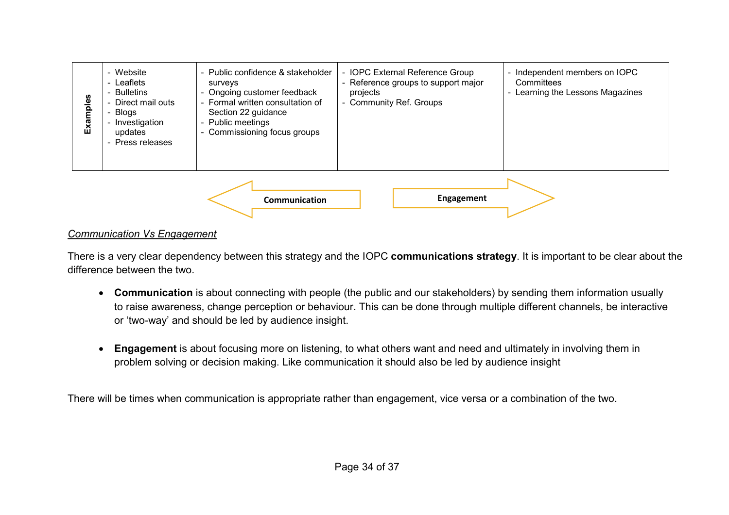| Examples | - Website<br>- Leaflets<br>- Bulletins<br>- Direct mail outs<br>- Blogs<br>- Investigation updates<br>- Press releases | - Public confidence & stakeholder surveys<br>- Ongoing customer feedback<br>- Formal written consultation of Section 22 guidance<br>- Public meetings<br>- Commissioning focus groups | - IOPC External Reference Group<br>- Reference groups to support major projects<br>- Community Ref. Groups | - Independent members on IOPC Committees<br>- Learning the Lessons Magazines |
|---|---|---|---|---|

← **Communication** | **Engagement** →

*Communication Vs Engagement*

There is a very clear dependency between this strategy and the IOPC **communications strategy**. It is important to be clear about the difference between the two.

- **Communication** is about connecting with people (the public and our stakeholders) by sending them information usually to raise awareness, change perception or behaviour. This can be done through multiple different channels, be interactive or 'two-way' and should be led by audience insight.

- **Engagement** is about focusing more on listening, to what others want and need and ultimately in involving them in problem solving or decision making. Like communication it should also be led by audience insight

There will be times when communication is appropriate rather than engagement, vice versa or a combination of the two.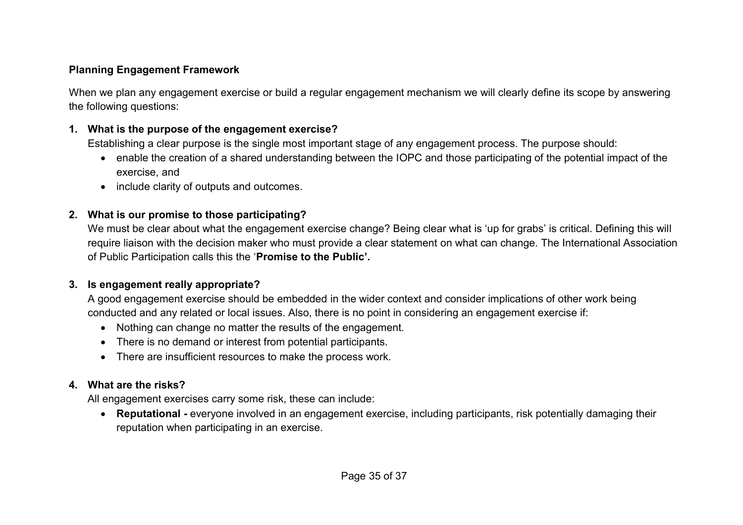**Planning Engagement Framework**

When we plan any engagement exercise or build a regular engagement mechanism we will clearly define its scope by answering the following questions:

1. **What is the purpose of the engagement exercise?**
   Establishing a clear purpose is the single most important stage of any engagement process. The purpose should:
   - enable the creation of a shared understanding between the IOPC and those participating of the potential impact of the exercise, and
   - include clarity of outputs and outcomes.

2. **What is our promise to those participating?**
   We must be clear about what the engagement exercise change? Being clear what is 'up for grabs' is critical. Defining this will require liaison with the decision maker who must provide a clear statement on what can change. The International Association of Public Participation calls this the '**Promise to the Public'.**

3. **Is engagement really appropriate?**
   A good engagement exercise should be embedded in the wider context and consider implications of other work being conducted and any related or local issues. Also, there is no point in considering an engagement exercise if:
   - Nothing can change no matter the results of the engagement.
   - There is no demand or interest from potential participants.
   - There are insufficient resources to make the process work.

4. **What are the risks?**
   All engagement exercises carry some risk, these can include:
   - **Reputational -** everyone involved in an engagement exercise, including participants, risk potentially damaging their reputation when participating in an exercise.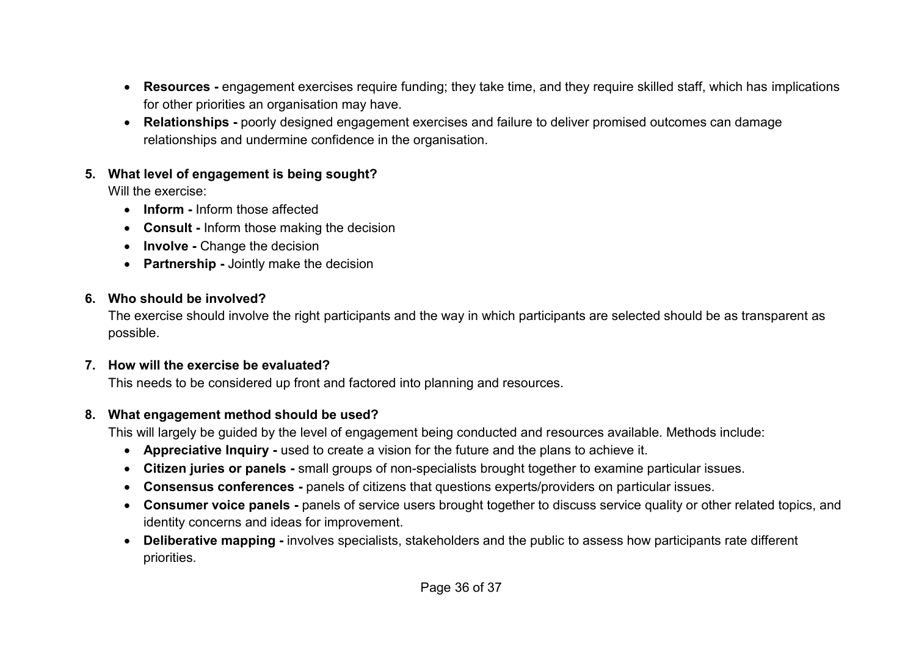- **Resources -** engagement exercises require funding; they take time, and they require skilled staff, which has implications for other priorities an organisation may have.
- **Relationships -** poorly designed engagement exercises and failure to deliver promised outcomes can damage relationships and undermine confidence in the organisation.

5. **What level of engagement is being sought?**
   Will the exercise:
   - **Inform -** Inform those affected
   - **Consult -** Inform those making the decision
   - **Involve -** Change the decision
   - **Partnership -** Jointly make the decision

6. **Who should be involved?**
   The exercise should involve the right participants and the way in which participants are selected should be as transparent as possible.

7. **How will the exercise be evaluated?**
   This needs to be considered up front and factored into planning and resources.

8. **What engagement method should be used?**
   This will largely be guided by the level of engagement being conducted and resources available. Methods include:
   - **Appreciative Inquiry -** used to create a vision for the future and the plans to achieve it.
   - **Citizen juries or panels -** small groups of non-specialists brought together to examine particular issues.
   - **Consensus conferences -** panels of citizens that questions experts/providers on particular issues.
   - **Consumer voice panels -** panels of service users brought together to discuss service quality or other related topics, and identity concerns and ideas for improvement.
   - **Deliberative mapping -** involves specialists, stakeholders and the public to assess how participants rate different priorities.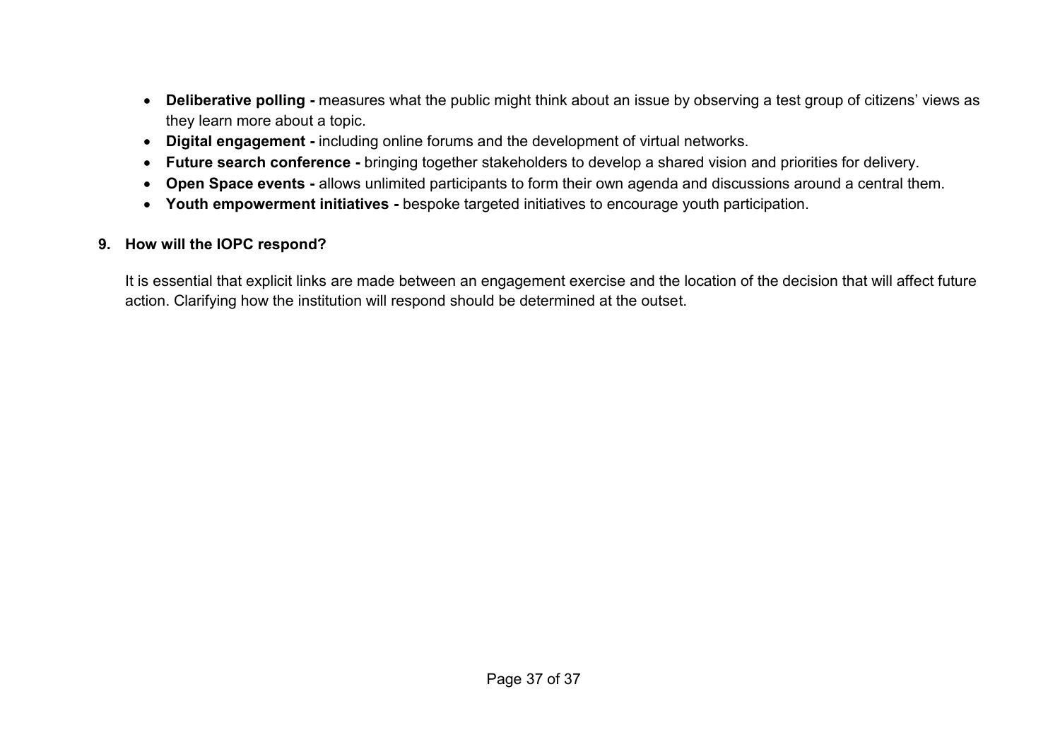- **Deliberative polling -** measures what the public might think about an issue by observing a test group of citizens' views as they learn more about a topic.
- **Digital engagement -** including online forums and the development of virtual networks.
- **Future search conference -** bringing together stakeholders to develop a shared vision and priorities for delivery.
- **Open Space events -** allows unlimited participants to form their own agenda and discussions around a central them.
- **Youth empowerment initiatives -** bespoke targeted initiatives to encourage youth participation.

## 9. How will the IOPC respond?

It is essential that explicit links are made between an engagement exercise and the location of the decision that will affect future action. Clarifying how the institution will respond should be determined at the outset.